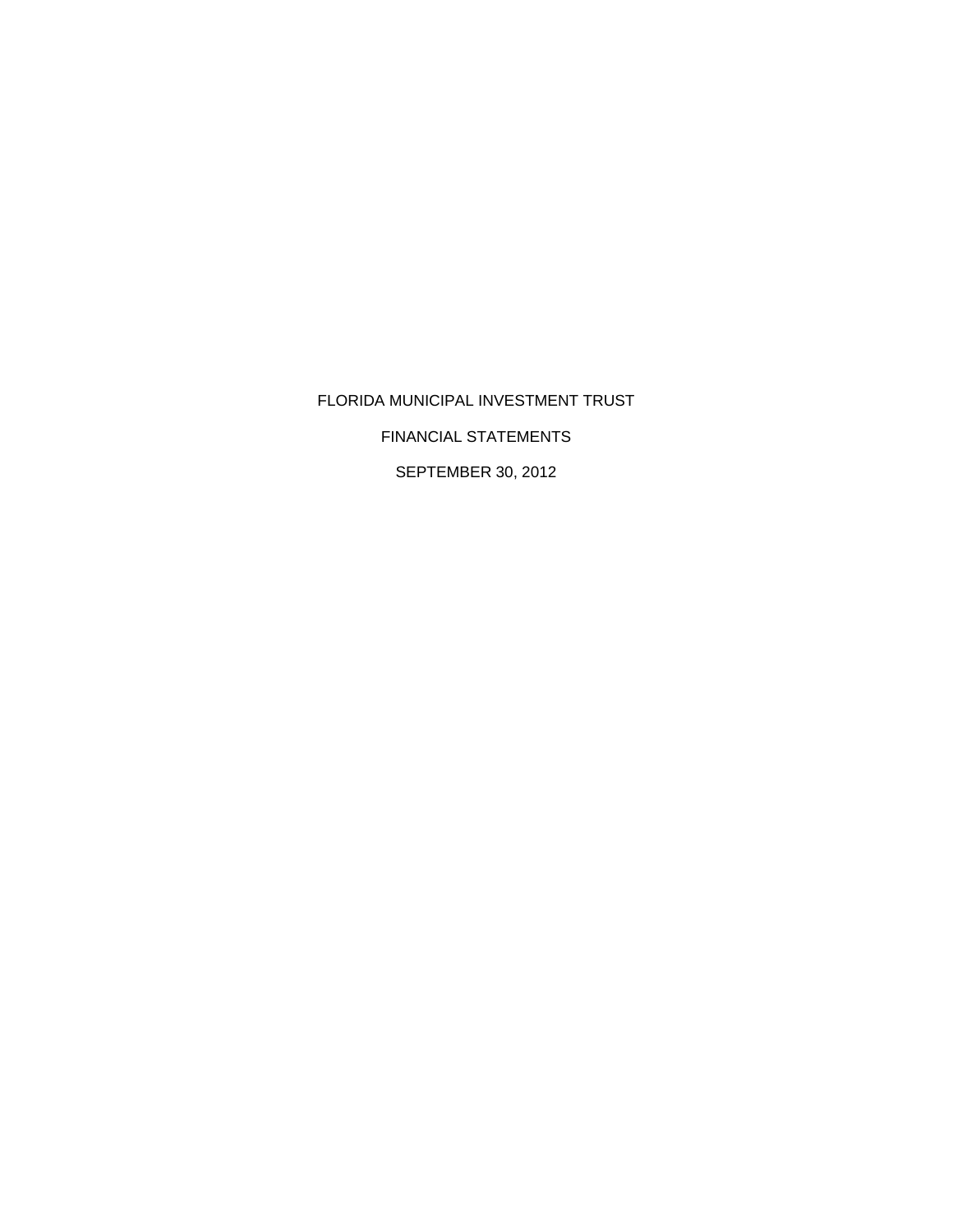# FLORIDA MUNICIPAL INVESTMENT TRUST

## FINANCIAL STATEMENTS

## SEPTEMBER 30, 2012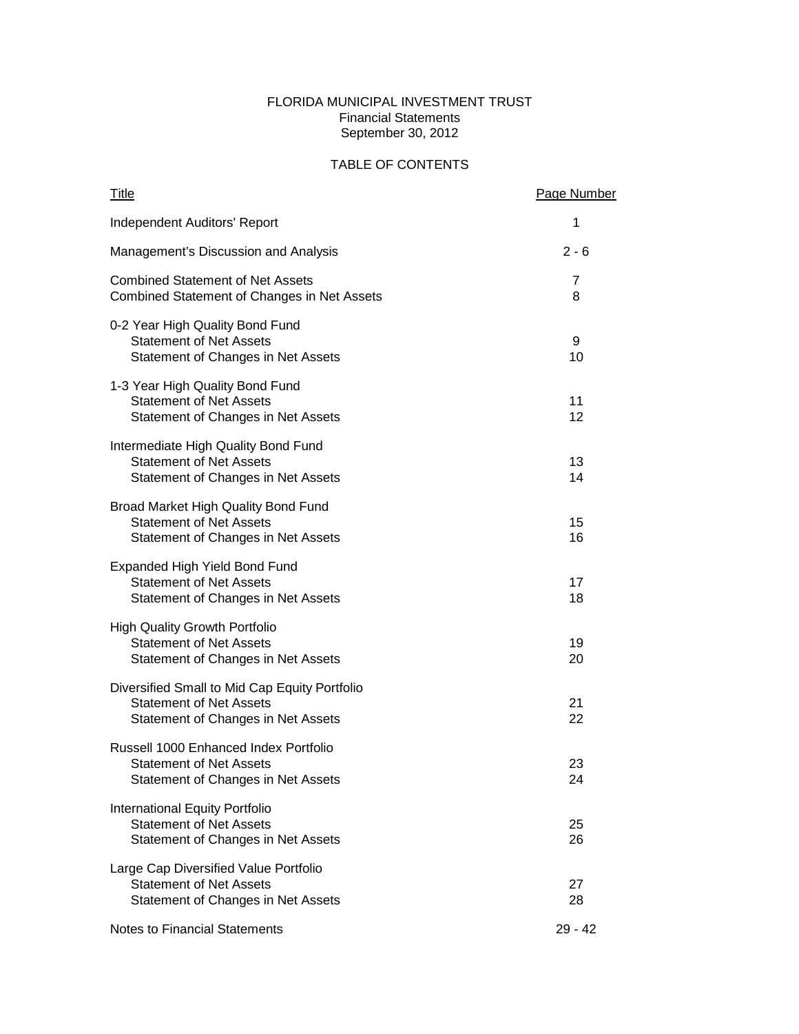# FLORIDA MUNICIPAL INVESTMENT TRUST

Financial Statements
September 30, 2012

## TABLE OF CONTENTS

| Title | Page Number |
|---|---|
| Independent Auditors' Report | 1 |
| Management's Discussion and Analysis | 2 - 6 |
| Combined Statement of Net Assets | 7 |
| Combined Statement of Changes in Net Assets | 8 |
| 0-2 Year High Quality Bond Fund | |
| Statement of Net Assets | 9 |
| Statement of Changes in Net Assets | 10 |
| 1-3 Year High Quality Bond Fund | |
| Statement of Net Assets | 11 |
| Statement of Changes in Net Assets | 12 |
| Intermediate High Quality Bond Fund | |
| Statement of Net Assets | 13 |
| Statement of Changes in Net Assets | 14 |
| Broad Market High Quality Bond Fund | |
| Statement of Net Assets | 15 |
| Statement of Changes in Net Assets | 16 |
| Expanded High Yield Bond Fund | |
| Statement of Net Assets | 17 |
| Statement of Changes in Net Assets | 18 |
| High Quality Growth Portfolio | |
| Statement of Net Assets | 19 |
| Statement of Changes in Net Assets | 20 |
| Diversified Small to Mid Cap Equity Portfolio | |
| Statement of Net Assets | 21 |
| Statement of Changes in Net Assets | 22 |
| Russell 1000 Enhanced Index Portfolio | |
| Statement of Net Assets | 23 |
| Statement of Changes in Net Assets | 24 |
| International Equity Portfolio | |
| Statement of Net Assets | 25 |
| Statement of Changes in Net Assets | 26 |
| Large Cap Diversified Value Portfolio | |
| Statement of Net Assets | 27 |
| Statement of Changes in Net Assets | 28 |
| Notes to Financial Statements | 29 - 42 |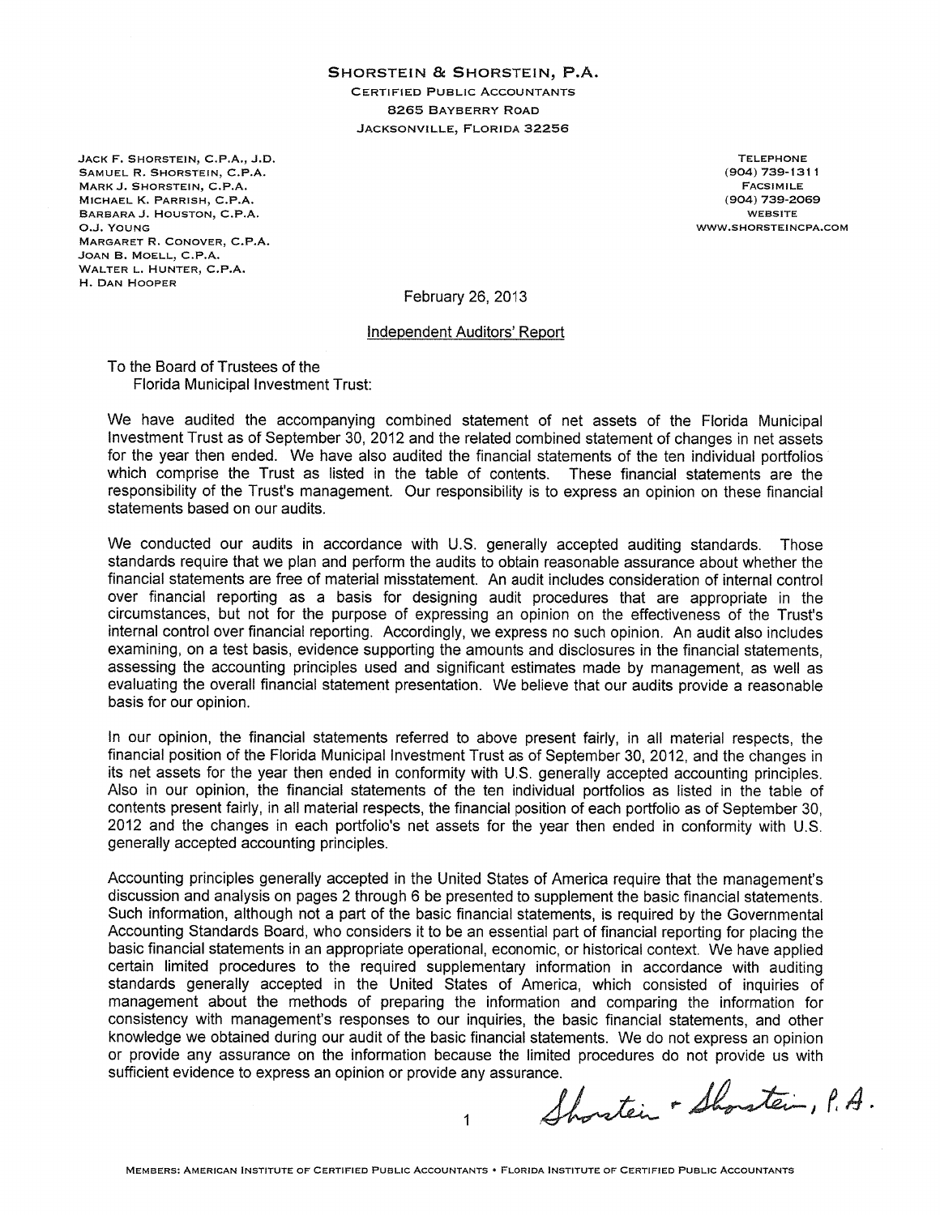**SHORSTEIN & SHORSTEIN, P.A.**
CERTIFIED PUBLIC ACCOUNTANTS
8265 BAYBERRY ROAD
JACKSONVILLE, FLORIDA 32256

JACK F. SHORSTEIN, C.P.A., J.D.
SAMUEL R. SHORSTEIN, C.P.A.
MARK J. SHORSTEIN, C.P.A.
MICHAEL K. PARRISH, C.P.A.
BARBARA J. HOUSTON, C.P.A.
O.J. YOUNG
MARGARET R. CONOVER, C.P.A.
JOAN B. MOELL, C.P.A.
WALTER L. HUNTER, C.P.A.
H. DAN HOOPER

TELEPHONE
(904) 739-1311
FACSIMILE
(904) 739-2069
WEBSITE
WWW.SHORSTEINCPA.COM

February 26, 2013

## Independent Auditors' Report

To the Board of Trustees of the
Florida Municipal Investment Trust:

We have audited the accompanying combined statement of net assets of the Florida Municipal Investment Trust as of September 30, 2012 and the related combined statement of changes in net assets for the year then ended. We have also audited the financial statements of the ten individual portfolios which comprise the Trust as listed in the table of contents. These financial statements are the responsibility of the Trust's management. Our responsibility is to express an opinion on these financial statements based on our audits.

We conducted our audits in accordance with U.S. generally accepted auditing standards. Those standards require that we plan and perform the audits to obtain reasonable assurance about whether the financial statements are free of material misstatement. An audit includes consideration of internal control over financial reporting as a basis for designing audit procedures that are appropriate in the circumstances, but not for the purpose of expressing an opinion on the effectiveness of the Trust's internal control over financial reporting. Accordingly, we express no such opinion. An audit also includes examining, on a test basis, evidence supporting the amounts and disclosures in the financial statements, assessing the accounting principles used and significant estimates made by management, as well as evaluating the overall financial statement presentation. We believe that our audits provide a reasonable basis for our opinion.

In our opinion, the financial statements referred to above present fairly, in all material respects, the financial position of the Florida Municipal Investment Trust as of September 30, 2012, and the changes in its net assets for the year then ended in conformity with U.S. generally accepted accounting principles. Also in our opinion, the financial statements of the ten individual portfolios as listed in the table of contents present fairly, in all material respects, the financial position of each portfolio as of September 30, 2012 and the changes in each portfolio's net assets for the year then ended in conformity with U.S. generally accepted accounting principles.

Accounting principles generally accepted in the United States of America require that the management's discussion and analysis on pages 2 through 6 be presented to supplement the basic financial statements. Such information, although not a part of the basic financial statements, is required by the Governmental Accounting Standards Board, who considers it to be an essential part of financial reporting for placing the basic financial statements in an appropriate operational, economic, or historical context. We have applied certain limited procedures to the required supplementary information in accordance with auditing standards generally accepted in the United States of America, which consisted of inquiries of management about the methods of preparing the information and comparing the information for consistency with management's responses to our inquiries, the basic financial statements, and other knowledge we obtained during our audit of the basic financial statements. We do not express an opinion or provide any assurance on the information because the limited procedures do not provide us with sufficient evidence to express an opinion or provide any assurance.

*Shorstein & Shorstein, P.A.*

MEMBERS: AMERICAN INSTITUTE OF CERTIFIED PUBLIC ACCOUNTANTS • FLORIDA INSTITUTE OF CERTIFIED PUBLIC ACCOUNTANTS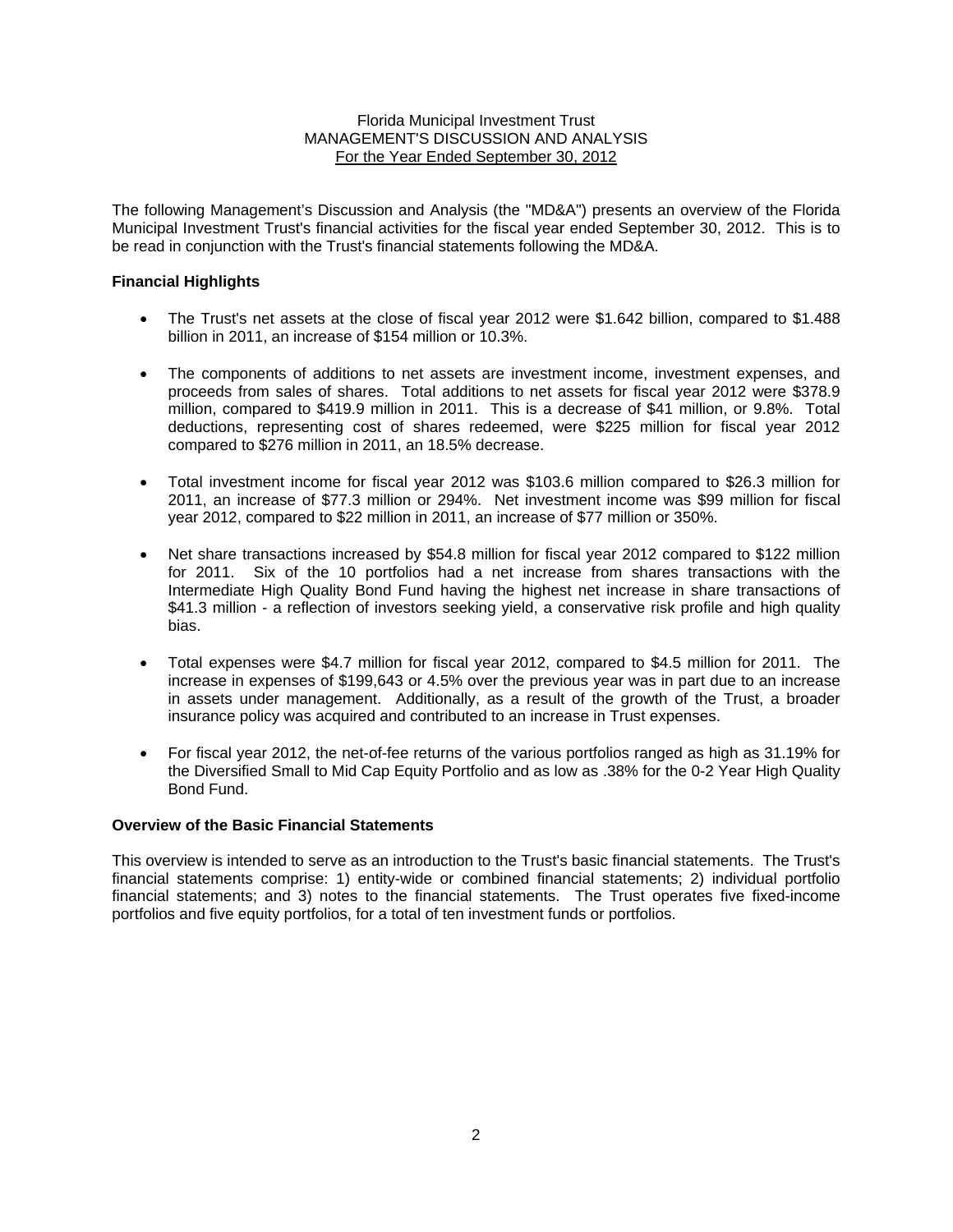Florida Municipal Investment Trust
MANAGEMENT'S DISCUSSION AND ANALYSIS
For the Year Ended September 30, 2012

The following Management's Discussion and Analysis (the "MD&A") presents an overview of the Florida Municipal Investment Trust's financial activities for the fiscal year ended September 30, 2012. This is to be read in conjunction with the Trust's financial statements following the MD&A.

## Financial Highlights

- The Trust's net assets at the close of fiscal year 2012 were $1.642 billion, compared to $1.488 billion in 2011, an increase of $154 million or 10.3%.
- The components of additions to net assets are investment income, investment expenses, and proceeds from sales of shares. Total additions to net assets for fiscal year 2012 were $378.9 million, compared to $419.9 million in 2011. This is a decrease of $41 million, or 9.8%. Total deductions, representing cost of shares redeemed, were $225 million for fiscal year 2012 compared to $276 million in 2011, an 18.5% decrease.
- Total investment income for fiscal year 2012 was $103.6 million compared to $26.3 million for 2011, an increase of $77.3 million or 294%. Net investment income was $99 million for fiscal year 2012, compared to $22 million in 2011, an increase of $77 million or 350%.
- Net share transactions increased by $54.8 million for fiscal year 2012 compared to $122 million for 2011. Six of the 10 portfolios had a net increase from shares transactions with the Intermediate High Quality Bond Fund having the highest net increase in share transactions of $41.3 million - a reflection of investors seeking yield, a conservative risk profile and high quality bias.
- Total expenses were $4.7 million for fiscal year 2012, compared to $4.5 million for 2011. The increase in expenses of $199,643 or 4.5% over the previous year was in part due to an increase in assets under management. Additionally, as a result of the growth of the Trust, a broader insurance policy was acquired and contributed to an increase in Trust expenses.
- For fiscal year 2012, the net-of-fee returns of the various portfolios ranged as high as 31.19% for the Diversified Small to Mid Cap Equity Portfolio and as low as .38% for the 0-2 Year High Quality Bond Fund.

## Overview of the Basic Financial Statements

This overview is intended to serve as an introduction to the Trust's basic financial statements. The Trust's financial statements comprise: 1) entity-wide or combined financial statements; 2) individual portfolio financial statements; and 3) notes to the financial statements. The Trust operates five fixed-income portfolios and five equity portfolios, for a total of ten investment funds or portfolios.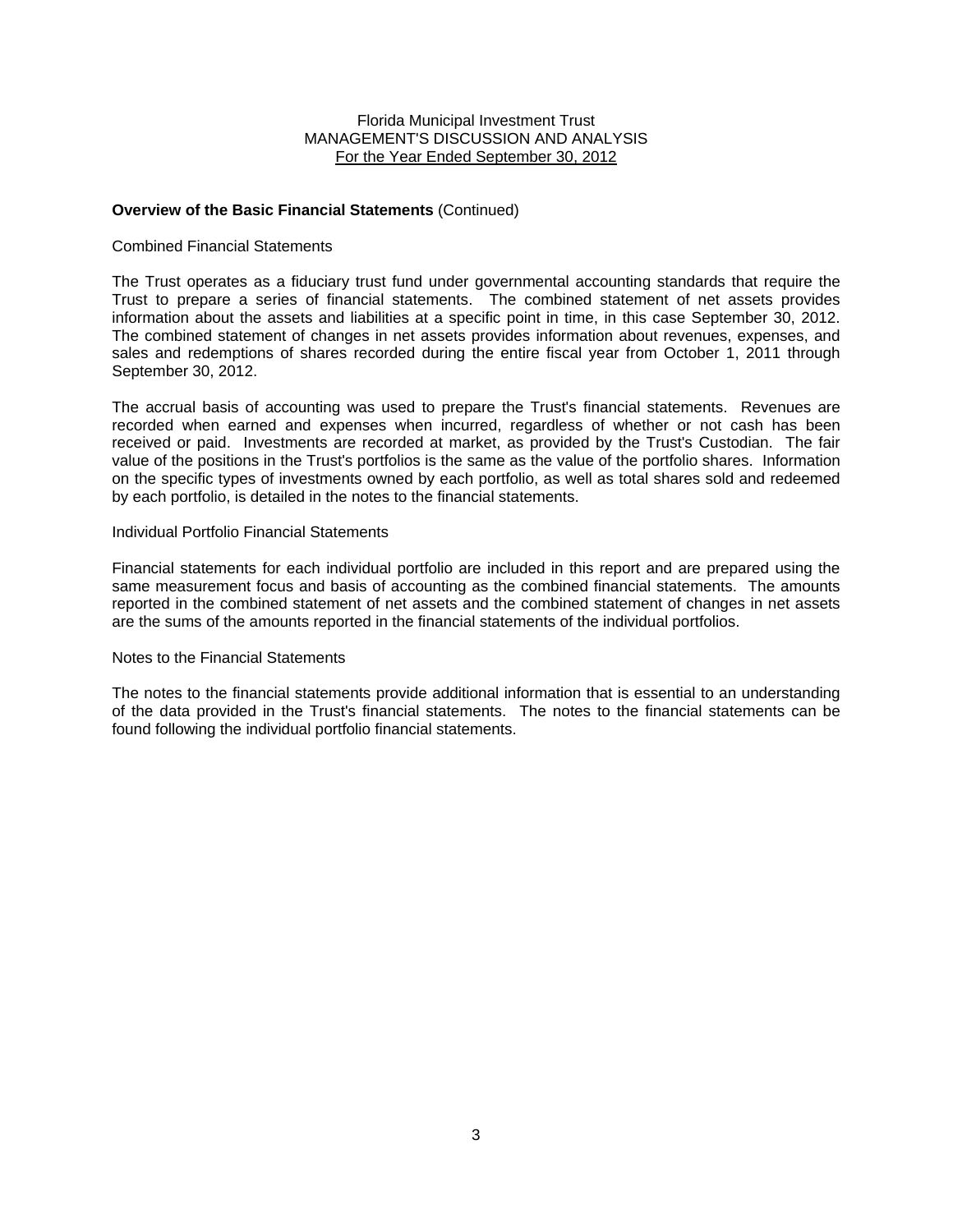## Overview of the Basic Financial Statements (Continued)

### Combined Financial Statements

The Trust operates as a fiduciary trust fund under governmental accounting standards that require the Trust to prepare a series of financial statements. The combined statement of net assets provides information about the assets and liabilities at a specific point in time, in this case September 30, 2012. The combined statement of changes in net assets provides information about revenues, expenses, and sales and redemptions of shares recorded during the entire fiscal year from October 1, 2011 through September 30, 2012.

The accrual basis of accounting was used to prepare the Trust's financial statements. Revenues are recorded when earned and expenses when incurred, regardless of whether or not cash has been received or paid. Investments are recorded at market, as provided by the Trust's Custodian. The fair value of the positions in the Trust's portfolios is the same as the value of the portfolio shares. Information on the specific types of investments owned by each portfolio, as well as total shares sold and redeemed by each portfolio, is detailed in the notes to the financial statements.

### Individual Portfolio Financial Statements

Financial statements for each individual portfolio are included in this report and are prepared using the same measurement focus and basis of accounting as the combined financial statements. The amounts reported in the combined statement of net assets and the combined statement of changes in net assets are the sums of the amounts reported in the financial statements of the individual portfolios.

### Notes to the Financial Statements

The notes to the financial statements provide additional information that is essential to an understanding of the data provided in the Trust's financial statements. The notes to the financial statements can be found following the individual portfolio financial statements.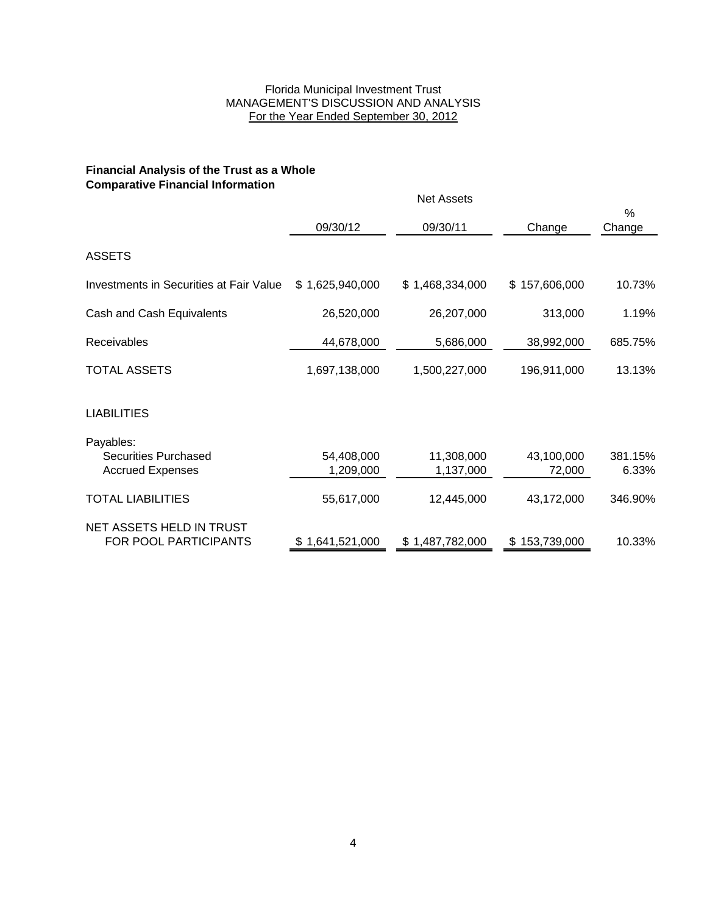Florida Municipal Investment Trust
MANAGEMENT'S DISCUSSION AND ANALYSIS
For the Year Ended September 30, 2012

**Financial Analysis of the Trust as a Whole**
**Comparative Financial Information**

| | Net Assets | | | |
|---|---|---|---|---|
| | 09/30/12 | 09/30/11 | Change | % Change |
| ASSETS | | | | |
| Investments in Securities at Fair Value | $ 1,625,940,000 | $ 1,468,334,000 | $ 157,606,000 | 10.73% |
| Cash and Cash Equivalents | 26,520,000 | 26,207,000 | 313,000 | 1.19% |
| Receivables | 44,678,000 | 5,686,000 | 38,992,000 | 685.75% |
| TOTAL ASSETS | 1,697,138,000 | 1,500,227,000 | 196,911,000 | 13.13% |
| LIABILITIES | | | | |
| Payables: | | | | |
| Securities Purchased | 54,408,000 | 11,308,000 | 43,100,000 | 381.15% |
| Accrued Expenses | 1,209,000 | 1,137,000 | 72,000 | 6.33% |
| TOTAL LIABILITIES | 55,617,000 | 12,445,000 | 43,172,000 | 346.90% |
| NET ASSETS HELD IN TRUST FOR POOL PARTICIPANTS | $ 1,641,521,000 | $ 1,487,782,000 | $ 153,739,000 | 10.33% |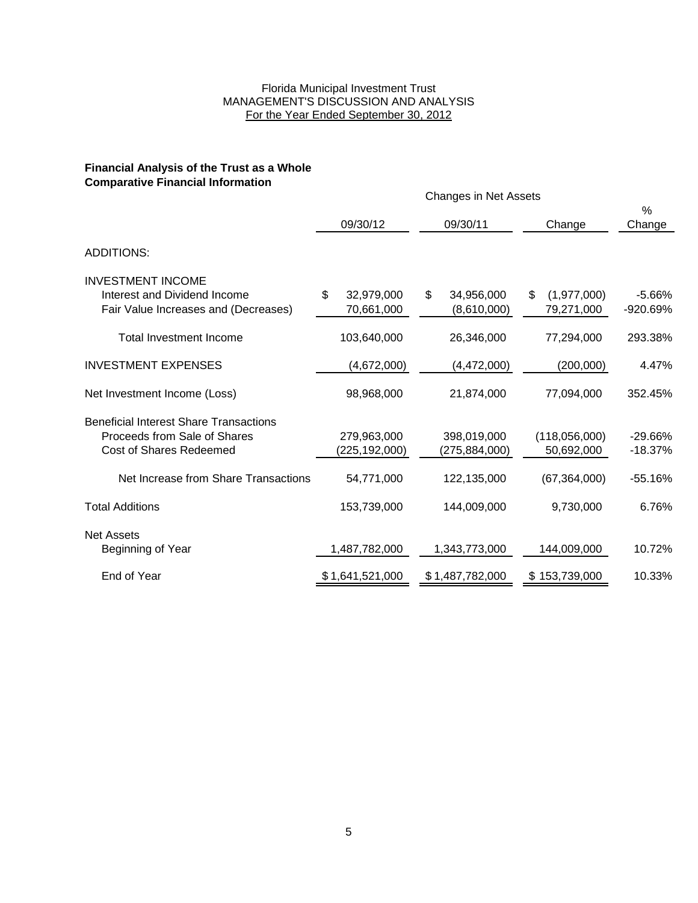Florida Municipal Investment Trust
MANAGEMENT'S DISCUSSION AND ANALYSIS
For the Year Ended September 30, 2012

**Financial Analysis of the Trust as a Whole**
**Comparative Financial Information**

| | Changes in Net Assets | | | |
|---|---|---|---|---|
| | 09/30/12 | 09/30/11 | Change | % Change |
| ADDITIONS: | | | | |
| INVESTMENT INCOME | | | | |
| Interest and Dividend Income | $ 32,979,000 | $ 34,956,000 | $ (1,977,000) | -5.66% |
| Fair Value Increases and (Decreases) | 70,661,000 | (8,610,000) | 79,271,000 | -920.69% |
| Total Investment Income | 103,640,000 | 26,346,000 | 77,294,000 | 293.38% |
| INVESTMENT EXPENSES | (4,672,000) | (4,472,000) | (200,000) | 4.47% |
| Net Investment Income (Loss) | 98,968,000 | 21,874,000 | 77,094,000 | 352.45% |
| Beneficial Interest Share Transactions | | | | |
| Proceeds from Sale of Shares | 279,963,000 | 398,019,000 | (118,056,000) | -29.66% |
| Cost of Shares Redeemed | (225,192,000) | (275,884,000) | 50,692,000 | -18.37% |
| Net Increase from Share Transactions | 54,771,000 | 122,135,000 | (67,364,000) | -55.16% |
| Total Additions | 153,739,000 | 144,009,000 | 9,730,000 | 6.76% |
| Net Assets | | | | |
| Beginning of Year | 1,487,782,000 | 1,343,773,000 | 144,009,000 | 10.72% |
| End of Year | $ 1,641,521,000 | $ 1,487,782,000 | $ 153,739,000 | 10.33% |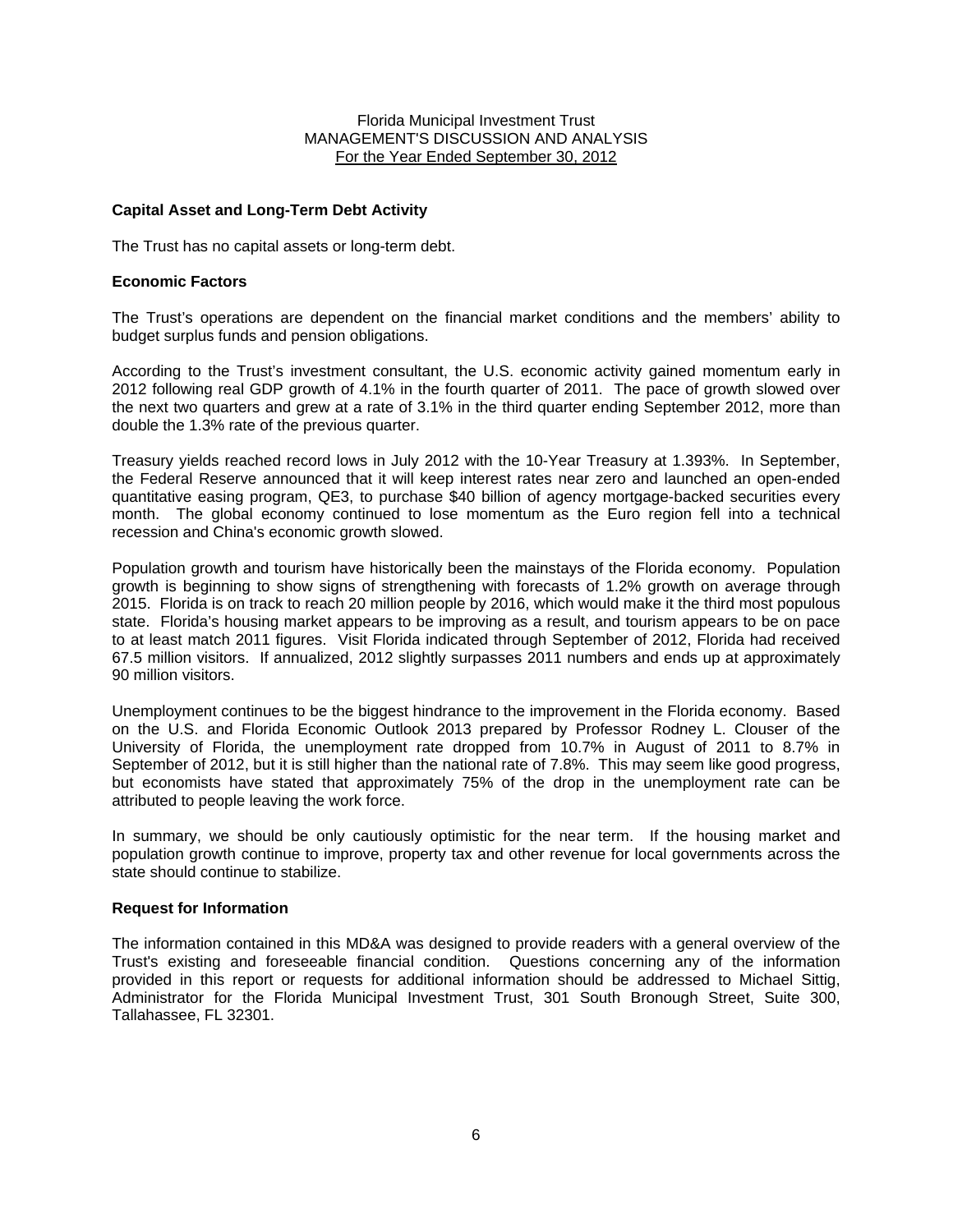Florida Municipal Investment Trust
MANAGEMENT'S DISCUSSION AND ANALYSIS
For the Year Ended September 30, 2012

**Capital Asset and Long-Term Debt Activity**

The Trust has no capital assets or long-term debt.

**Economic Factors**

The Trust's operations are dependent on the financial market conditions and the members' ability to budget surplus funds and pension obligations.

According to the Trust's investment consultant, the U.S. economic activity gained momentum early in 2012 following real GDP growth of 4.1% in the fourth quarter of 2011. The pace of growth slowed over the next two quarters and grew at a rate of 3.1% in the third quarter ending September 2012, more than double the 1.3% rate of the previous quarter.

Treasury yields reached record lows in July 2012 with the 10-Year Treasury at 1.393%. In September, the Federal Reserve announced that it will keep interest rates near zero and launched an open-ended quantitative easing program, QE3, to purchase $40 billion of agency mortgage-backed securities every month. The global economy continued to lose momentum as the Euro region fell into a technical recession and China's economic growth slowed.

Population growth and tourism have historically been the mainstays of the Florida economy. Population growth is beginning to show signs of strengthening with forecasts of 1.2% growth on average through 2015. Florida is on track to reach 20 million people by 2016, which would make it the third most populous state. Florida's housing market appears to be improving as a result, and tourism appears to be on pace to at least match 2011 figures. Visit Florida indicated through September of 2012, Florida had received 67.5 million visitors. If annualized, 2012 slightly surpasses 2011 numbers and ends up at approximately 90 million visitors.

Unemployment continues to be the biggest hindrance to the improvement in the Florida economy. Based on the U.S. and Florida Economic Outlook 2013 prepared by Professor Rodney L. Clouser of the University of Florida, the unemployment rate dropped from 10.7% in August of 2011 to 8.7% in September of 2012, but it is still higher than the national rate of 7.8%. This may seem like good progress, but economists have stated that approximately 75% of the drop in the unemployment rate can be attributed to people leaving the work force.

In summary, we should be only cautiously optimistic for the near term. If the housing market and population growth continue to improve, property tax and other revenue for local governments across the state should continue to stabilize.

**Request for Information**

The information contained in this MD&A was designed to provide readers with a general overview of the Trust's existing and foreseeable financial condition. Questions concerning any of the information provided in this report or requests for additional information should be addressed to Michael Sittig, Administrator for the Florida Municipal Investment Trust, 301 South Bronough Street, Suite 300, Tallahassee, FL 32301.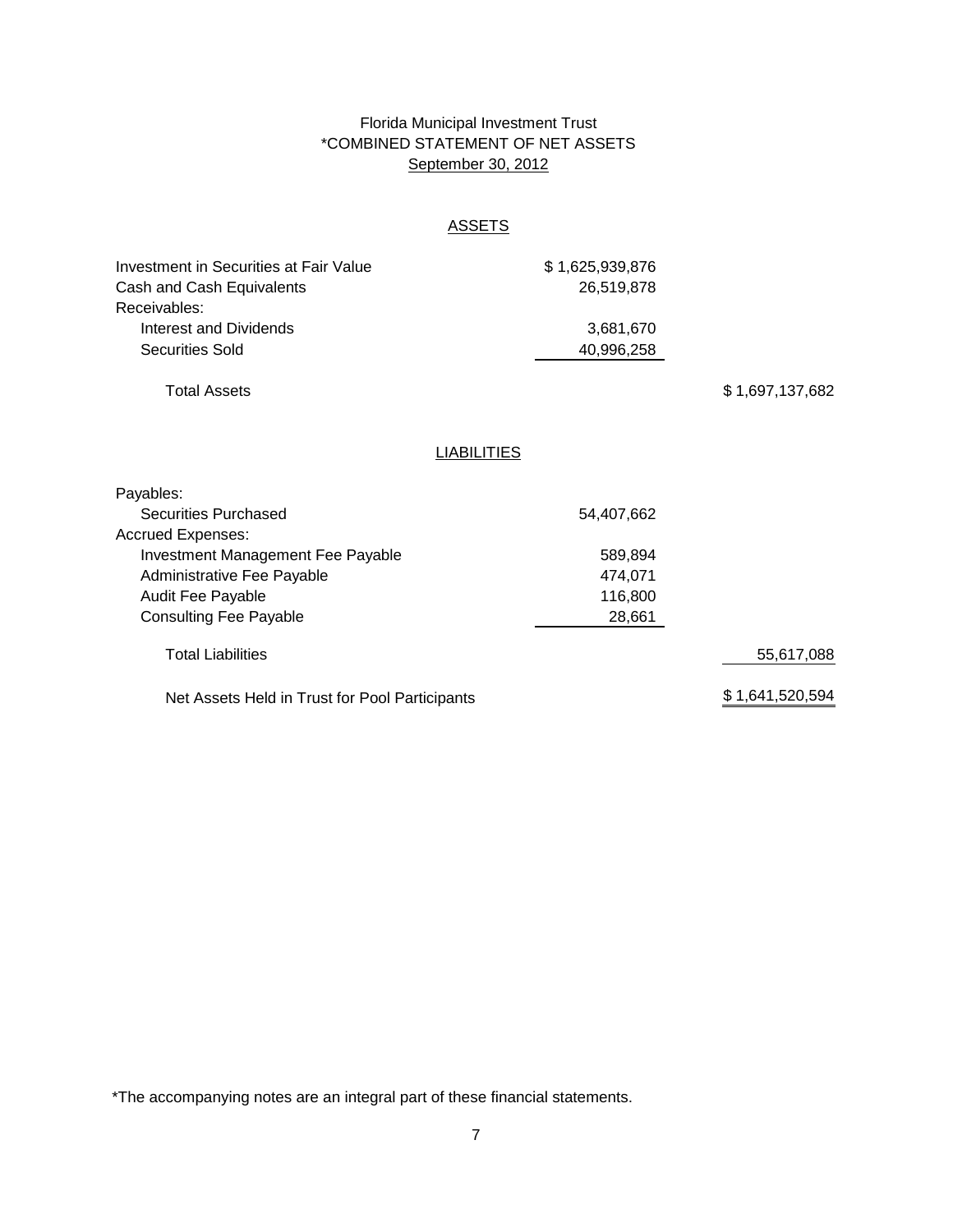# Florida Municipal Investment Trust
## *COMBINED STATEMENT OF NET ASSETS
### September 30, 2012

### ASSETS

| | | |
|---|---|---|
| Investment in Securities at Fair Value | $ 1,625,939,876 | |
| Cash and Cash Equivalents | 26,519,878 | |
| Receivables: | | |
| Interest and Dividends | 3,681,670 | |
| Securities Sold | 40,996,258 | |
| Total Assets | | $ 1,697,137,682 |

### LIABILITIES

| | | |
|---|---|---|
| Payables: | | |
| Securities Purchased | 54,407,662 | |
| Accrued Expenses: | | |
| Investment Management Fee Payable | 589,894 | |
| Administrative Fee Payable | 474,071 | |
| Audit Fee Payable | 116,800 | |
| Consulting Fee Payable | 28,661 | |
| Total Liabilities | | 55,617,088 |
| Net Assets Held in Trust for Pool Participants | | $ 1,641,520,594 |

*The accompanying notes are an integral part of these financial statements.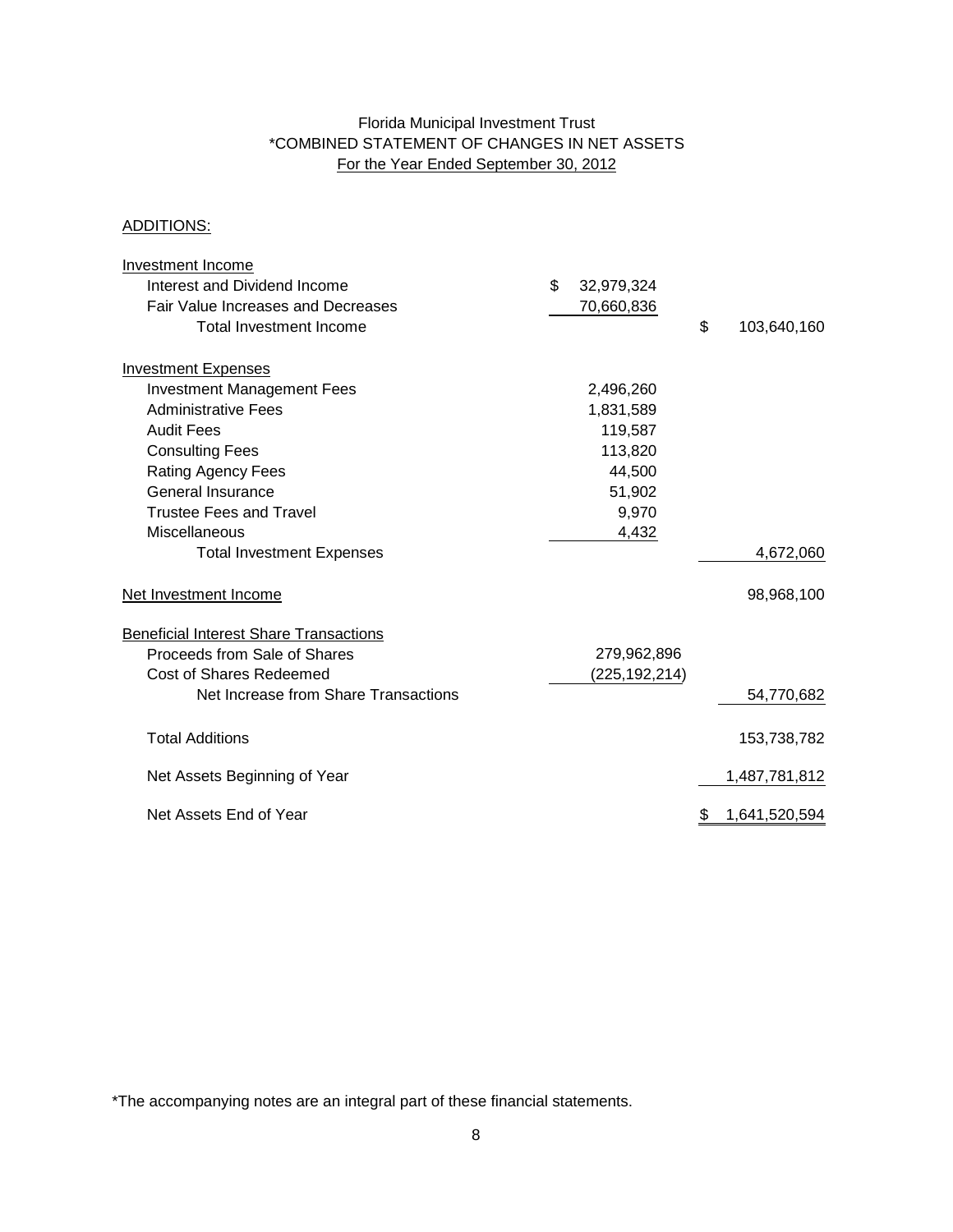# Florida Municipal Investment Trust
## *COMBINED STATEMENT OF CHANGES IN NET ASSETS
### For the Year Ended September 30, 2012

ADDITIONS:

| | | |
|---|---|---|
| **Investment Income** | | |
| Interest and Dividend Income | $ 32,979,324 | |
| Fair Value Increases and Decreases | 70,660,836 | |
| Total Investment Income | | $ 103,640,160 |
| **Investment Expenses** | | |
| Investment Management Fees | 2,496,260 | |
| Administrative Fees | 1,831,589 | |
| Audit Fees | 119,587 | |
| Consulting Fees | 113,820 | |
| Rating Agency Fees | 44,500 | |
| General Insurance | 51,902 | |
| Trustee Fees and Travel | 9,970 | |
| Miscellaneous | 4,432 | |
| Total Investment Expenses | | 4,672,060 |
| **Net Investment Income** | | 98,968,100 |
| **Beneficial Interest Share Transactions** | | |
| Proceeds from Sale of Shares | 279,962,896 | |
| Cost of Shares Redeemed | (225,192,214) | |
| Net Increase from Share Transactions | | 54,770,682 |
| Total Additions | | 153,738,782 |
| Net Assets Beginning of Year | | 1,487,781,812 |
| Net Assets End of Year | | $ 1,641,520,594 |

*The accompanying notes are an integral part of these financial statements.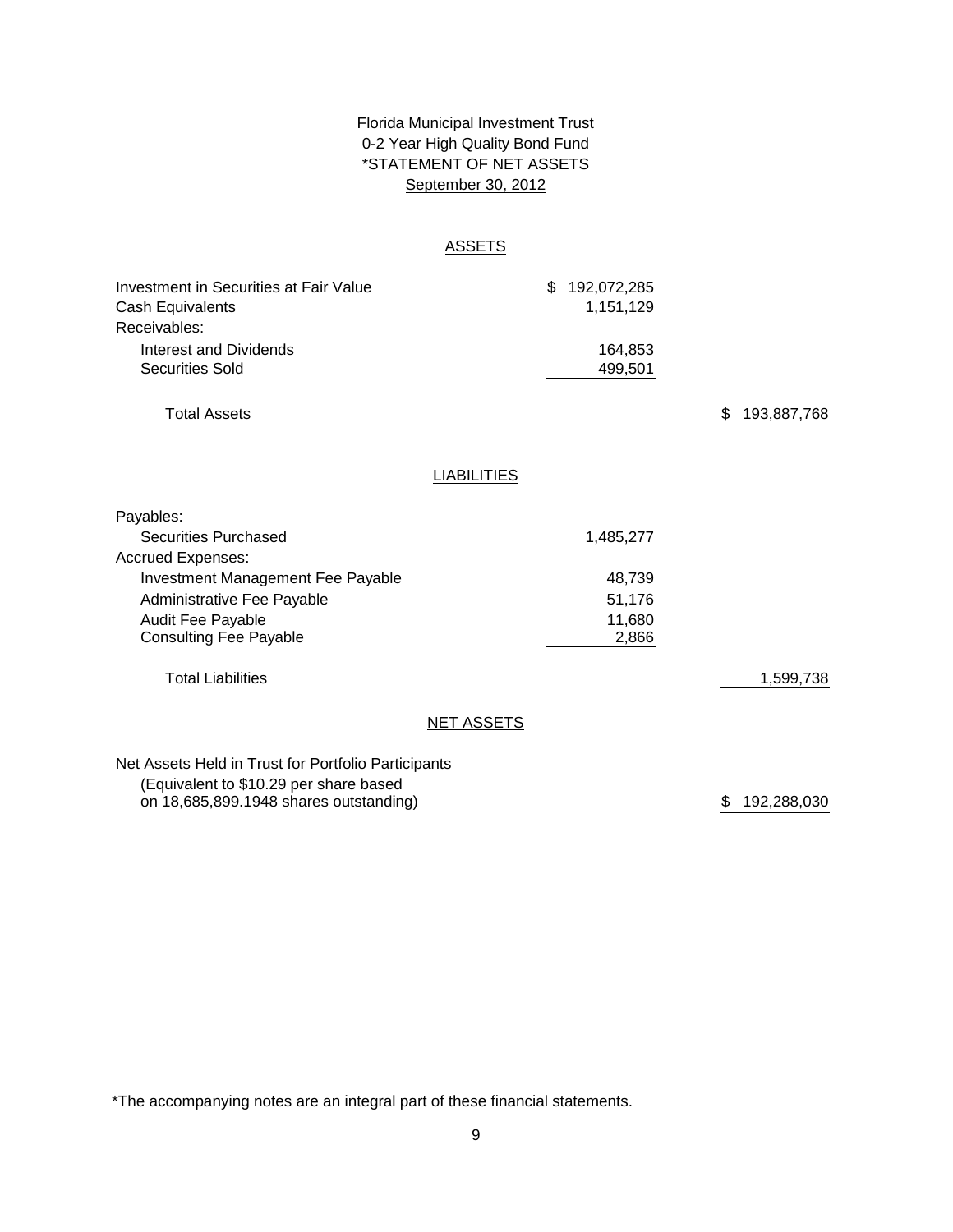# Florida Municipal Investment Trust
## 0-2 Year High Quality Bond Fund
## *STATEMENT OF NET ASSETS
## September 30, 2012

### ASSETS

| | | |
|---|---|---|
| Investment in Securities at Fair Value | $ 192,072,285 | |
| Cash Equivalents | 1,151,129 | |
| Receivables: | | |
| Interest and Dividends | 164,853 | |
| Securities Sold | 499,501 | |
| Total Assets | | $ 193,887,768 |

### LIABILITIES

| | | |
|---|---|---|
| Payables: | | |
| Securities Purchased | 1,485,277 | |
| Accrued Expenses: | | |
| Investment Management Fee Payable | 48,739 | |
| Administrative Fee Payable | 51,176 | |
| Audit Fee Payable | 11,680 | |
| Consulting Fee Payable | 2,866 | |
| Total Liabilities | | 1,599,738 |

### NET ASSETS

| | | |
|---|---|---|
| Net Assets Held in Trust for Portfolio Participants (Equivalent to $10.29 per share based on 18,685,899.1948 shares outstanding) | | $ 192,288,030 |

*The accompanying notes are an integral part of these financial statements.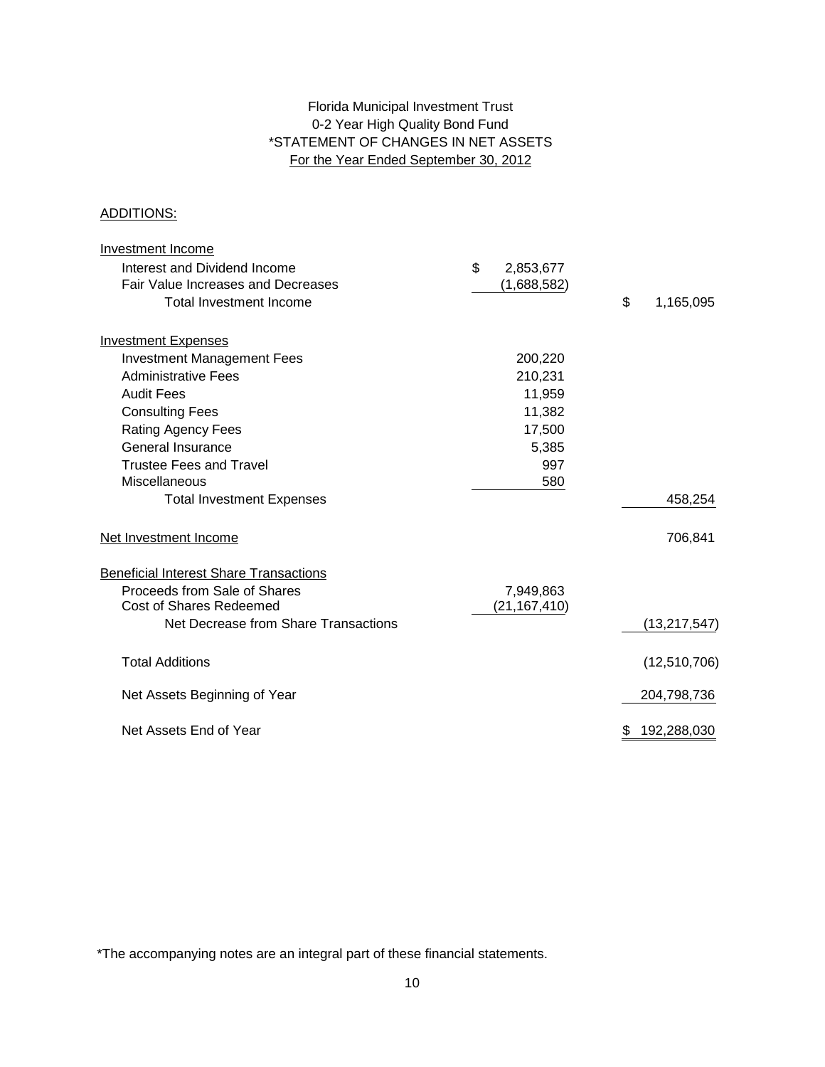Florida Municipal Investment Trust
0-2 Year High Quality Bond Fund
*STATEMENT OF CHANGES IN NET ASSETS
For the Year Ended September 30, 2012

| | | |
|---|---|---|
| ADDITIONS: | | |
| Investment Income | | |
| Interest and Dividend Income | $ 2,853,677 | |
| Fair Value Increases and Decreases | (1,688,582) | |
| Total Investment Income | | $ 1,165,095 |
| Investment Expenses | | |
| Investment Management Fees | 200,220 | |
| Administrative Fees | 210,231 | |
| Audit Fees | 11,959 | |
| Consulting Fees | 11,382 | |
| Rating Agency Fees | 17,500 | |
| General Insurance | 5,385 | |
| Trustee Fees and Travel | 997 | |
| Miscellaneous | 580 | |
| Total Investment Expenses | | 458,254 |
| Net Investment Income | | 706,841 |
| Beneficial Interest Share Transactions | | |
| Proceeds from Sale of Shares | 7,949,863 | |
| Cost of Shares Redeemed | (21,167,410) | |
| Net Decrease from Share Transactions | | (13,217,547) |
| Total Additions | | (12,510,706) |
| Net Assets Beginning of Year | | 204,798,736 |
| Net Assets End of Year | | $ 192,288,030 |

*The accompanying notes are an integral part of these financial statements.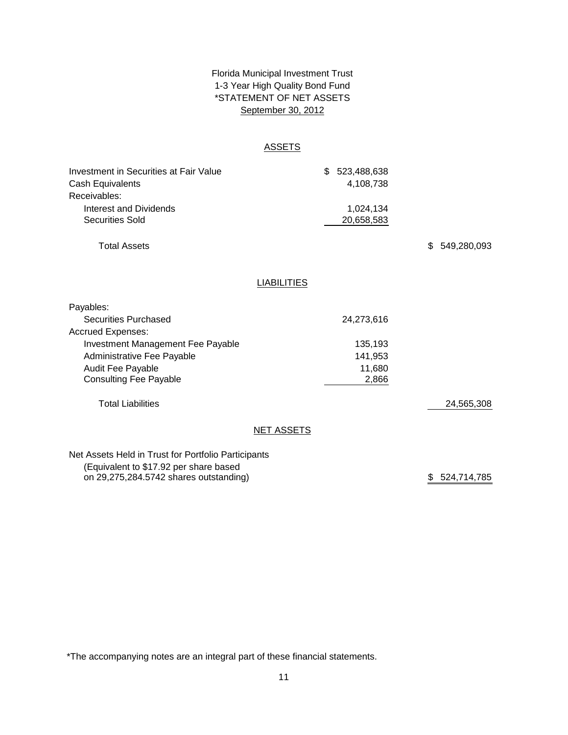# Florida Municipal Investment Trust
## 1-3 Year High Quality Bond Fund
## *STATEMENT OF NET ASSETS
## September 30, 2012

| | | |
|---|---|---|
| **ASSETS** | | |
| Investment in Securities at Fair Value | $ 523,488,638 | |
| Cash Equivalents | 4,108,738 | |
| Receivables: | | |
| Interest and Dividends | 1,024,134 | |
| Securities Sold | 20,658,583 | |
| Total Assets | | $ 549,280,093 |
| **LIABILITIES** | | |
| Payables: | | |
| Securities Purchased | 24,273,616 | |
| Accrued Expenses: | | |
| Investment Management Fee Payable | 135,193 | |
| Administrative Fee Payable | 141,953 | |
| Audit Fee Payable | 11,680 | |
| Consulting Fee Payable | 2,866 | |
| Total Liabilities | | 24,565,308 |
| **NET ASSETS** | | |
| Net Assets Held in Trust for Portfolio Participants (Equivalent to $17.92 per share based on 29,275,284.5742 shares outstanding) | | $ 524,714,785 |

*The accompanying notes are an integral part of these financial statements.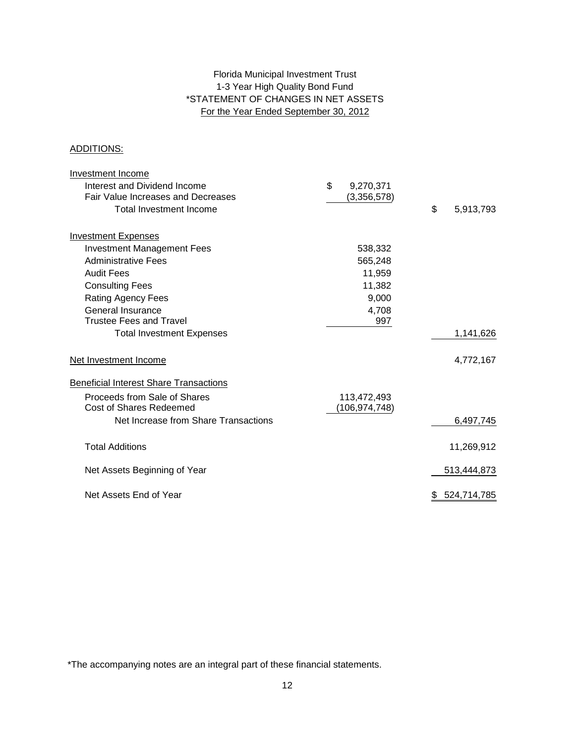# Florida Municipal Investment Trust
## 1-3 Year High Quality Bond Fund
## *STATEMENT OF CHANGES IN NET ASSETS
### For the Year Ended September 30, 2012

ADDITIONS:

| | | |
|---|---|---|
| Investment Income | | |
| Interest and Dividend Income | $ 9,270,371 | |
| Fair Value Increases and Decreases | (3,356,578) | |
| Total Investment Income | | $ 5,913,793 |
| Investment Expenses | | |
| Investment Management Fees | 538,332 | |
| Administrative Fees | 565,248 | |
| Audit Fees | 11,959 | |
| Consulting Fees | 11,382 | |
| Rating Agency Fees | 9,000 | |
| General Insurance | 4,708 | |
| Trustee Fees and Travel | 997 | |
| Total Investment Expenses | | 1,141,626 |
| Net Investment Income | | 4,772,167 |
| Beneficial Interest Share Transactions | | |
| Proceeds from Sale of Shares | 113,472,493 | |
| Cost of Shares Redeemed | (106,974,748) | |
| Net Increase from Share Transactions | | 6,497,745 |
| Total Additions | | 11,269,912 |
| Net Assets Beginning of Year | | 513,444,873 |
| Net Assets End of Year | | $ 524,714,785 |

*The accompanying notes are an integral part of these financial statements.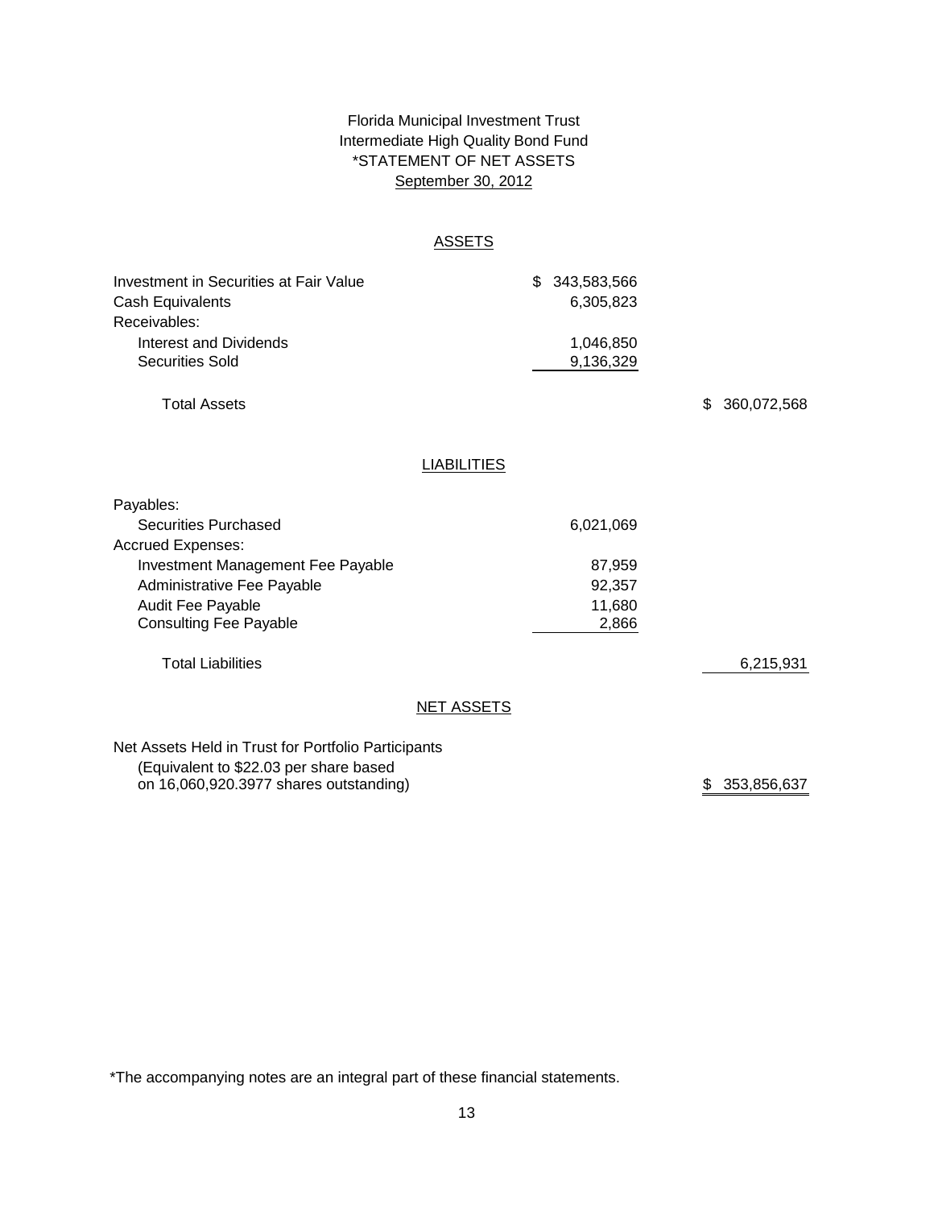# Florida Municipal Investment Trust
## Intermediate High Quality Bond Fund
## *STATEMENT OF NET ASSETS
## September 30, 2012

### ASSETS

| | | |
|---|---|---|
| Investment in Securities at Fair Value | $ 343,583,566 | |
| Cash Equivalents | 6,305,823 | |
| Receivables: | | |
| Interest and Dividends | 1,046,850 | |
| Securities Sold | 9,136,329 | |
| Total Assets | | $ 360,072,568 |

### LIABILITIES

| | | |
|---|---|---|
| Payables: | | |
| Securities Purchased | 6,021,069 | |
| Accrued Expenses: | | |
| Investment Management Fee Payable | 87,959 | |
| Administrative Fee Payable | 92,357 | |
| Audit Fee Payable | 11,680 | |
| Consulting Fee Payable | 2,866 | |
| Total Liabilities | | 6,215,931 |

### NET ASSETS

| | | |
|---|---|---|
| Net Assets Held in Trust for Portfolio Participants (Equivalent to $22.03 per share based on 16,060,920.3977 shares outstanding) | | $ 353,856,637 |

*The accompanying notes are an integral part of these financial statements.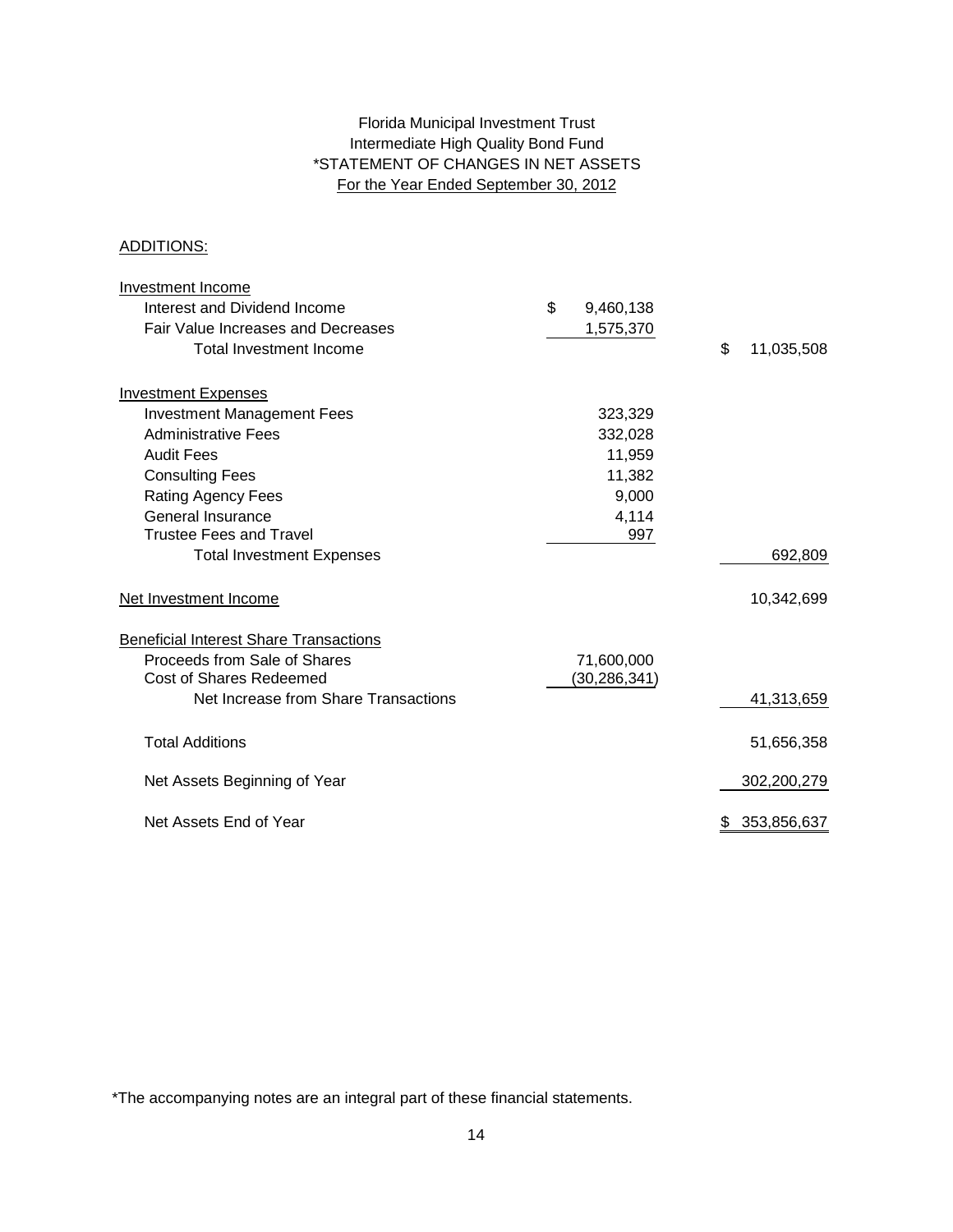# Florida Municipal Investment Trust
## Intermediate High Quality Bond Fund
## *STATEMENT OF CHANGES IN NET ASSETS
## For the Year Ended September 30, 2012

ADDITIONS:

| | | |
|---|---|---|
| **Investment Income** | | |
| Interest and Dividend Income | $ 9,460,138 | |
| Fair Value Increases and Decreases | 1,575,370 | |
| Total Investment Income | | $ 11,035,508 |
| **Investment Expenses** | | |
| Investment Management Fees | 323,329 | |
| Administrative Fees | 332,028 | |
| Audit Fees | 11,959 | |
| Consulting Fees | 11,382 | |
| Rating Agency Fees | 9,000 | |
| General Insurance | 4,114 | |
| Trustee Fees and Travel | 997 | |
| Total Investment Expenses | | 692,809 |
| **Net Investment Income** | | 10,342,699 |
| **Beneficial Interest Share Transactions** | | |
| Proceeds from Sale of Shares | 71,600,000 | |
| Cost of Shares Redeemed | (30,286,341) | |
| Net Increase from Share Transactions | | 41,313,659 |
| Total Additions | | 51,656,358 |
| Net Assets Beginning of Year | | 302,200,279 |
| Net Assets End of Year | | $ 353,856,637 |

*The accompanying notes are an integral part of these financial statements.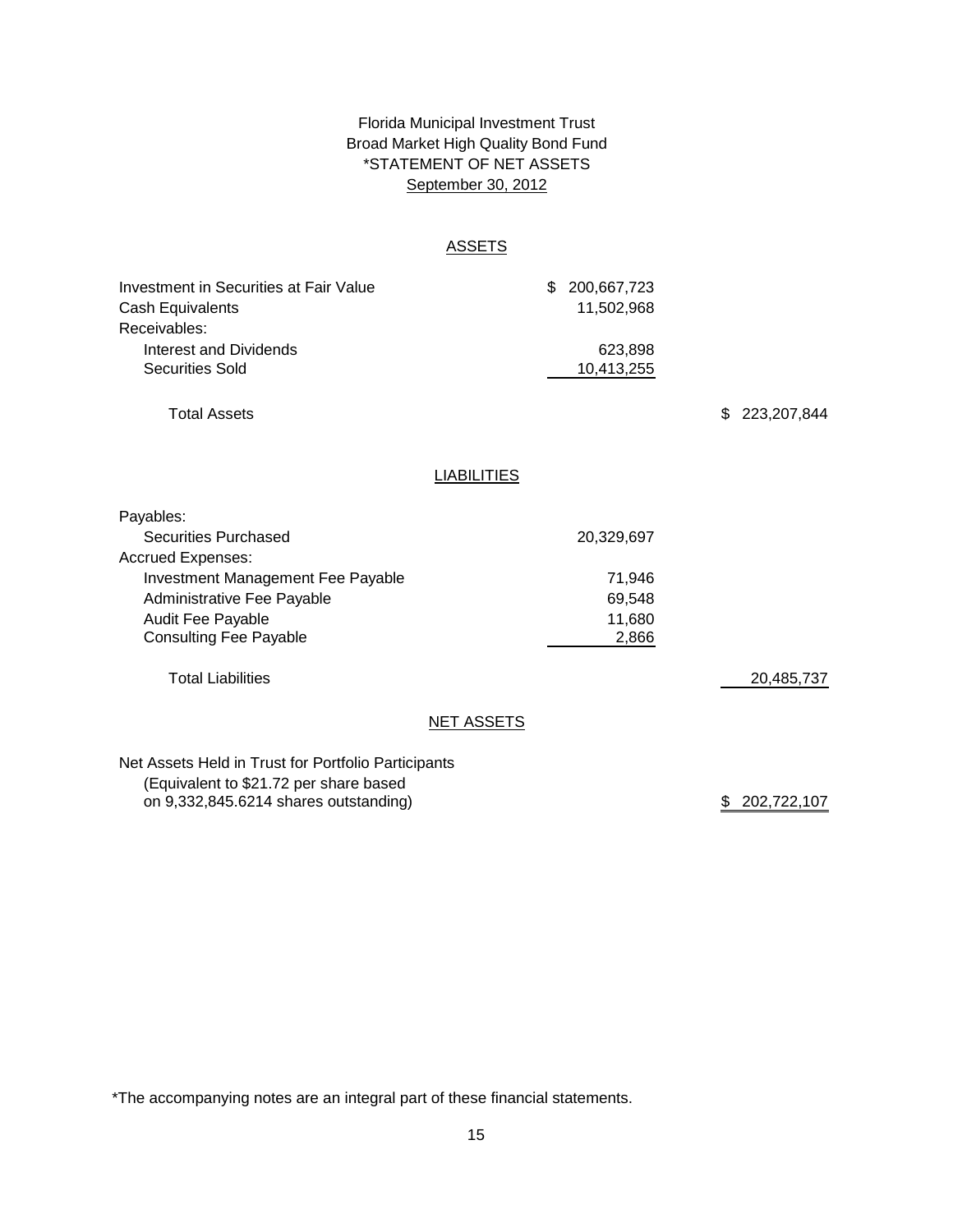# Florida Municipal Investment Trust
## Broad Market High Quality Bond Fund
## *STATEMENT OF NET ASSETS
## September 30, 2012

### ASSETS

| | | |
|---|---|---|
| Investment in Securities at Fair Value | $ 200,667,723 | |
| Cash Equivalents | 11,502,968 | |
| Receivables: | | |
| Interest and Dividends | 623,898 | |
| Securities Sold | 10,413,255 | |
| Total Assets | | $ 223,207,844 |

### LIABILITIES

| | | |
|---|---|---|
| Payables: | | |
| Securities Purchased | 20,329,697 | |
| Accrued Expenses: | | |
| Investment Management Fee Payable | 71,946 | |
| Administrative Fee Payable | 69,548 | |
| Audit Fee Payable | 11,680 | |
| Consulting Fee Payable | 2,866 | |
| Total Liabilities | | 20,485,737 |

### NET ASSETS

| | | |
|---|---|---|
| Net Assets Held in Trust for Portfolio Participants (Equivalent to $21.72 per share based on 9,332,845.6214 shares outstanding) | | $ 202,722,107 |

*The accompanying notes are an integral part of these financial statements.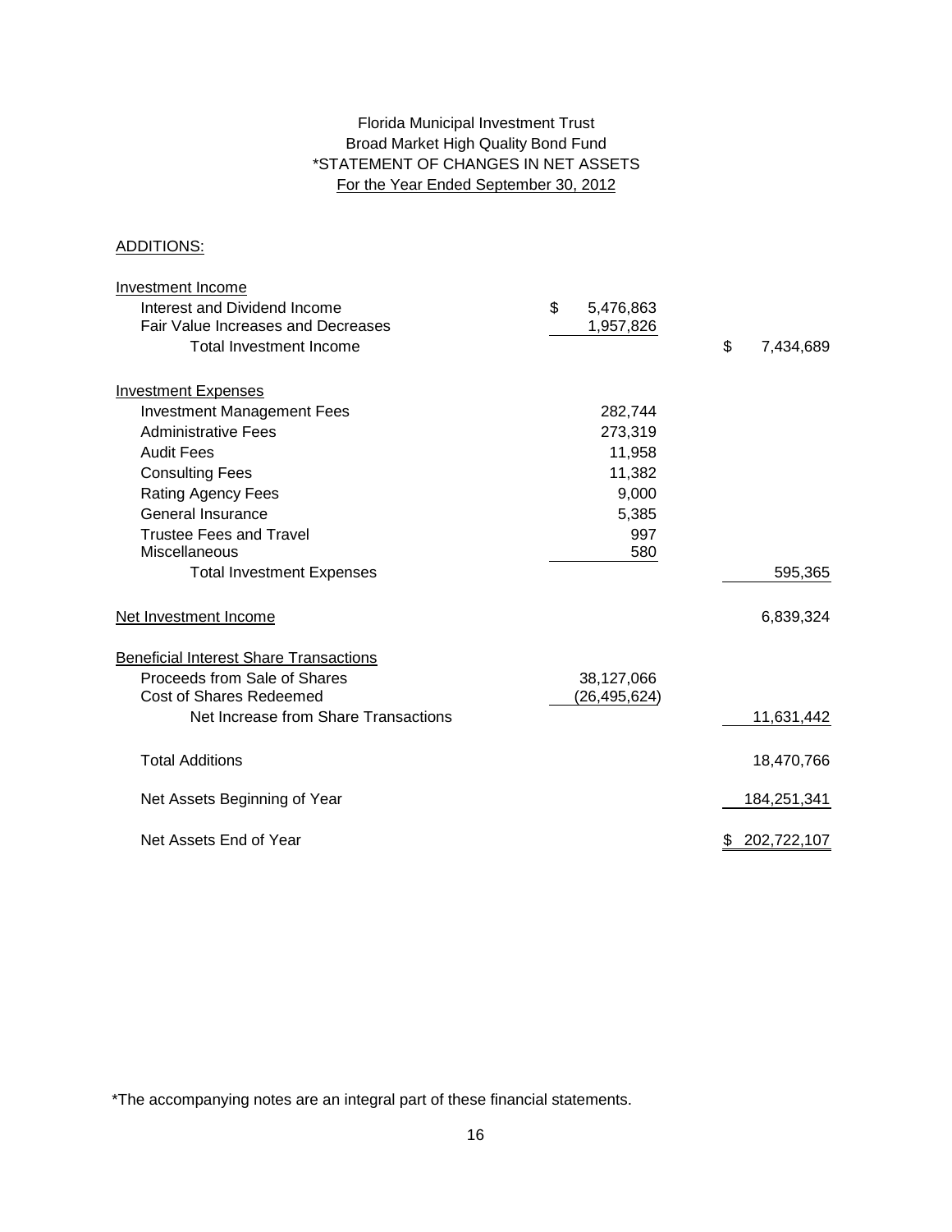Florida Municipal Investment Trust

Broad Market High Quality Bond Fund

*STATEMENT OF CHANGES IN NET ASSETS

For the Year Ended September 30, 2012

| ADDITIONS: | | |
|---|---|---|
| **Investment Income** | | |
| Interest and Dividend Income | $ 5,476,863 | |
| Fair Value Increases and Decreases | 1,957,826 | |
| Total Investment Income | | $ 7,434,689 |
| **Investment Expenses** | | |
| Investment Management Fees | 282,744 | |
| Administrative Fees | 273,319 | |
| Audit Fees | 11,958 | |
| Consulting Fees | 11,382 | |
| Rating Agency Fees | 9,000 | |
| General Insurance | 5,385 | |
| Trustee Fees and Travel | 997 | |
| Miscellaneous | 580 | |
| Total Investment Expenses | | 595,365 |
| Net Investment Income | | 6,839,324 |
| **Beneficial Interest Share Transactions** | | |
| Proceeds from Sale of Shares | 38,127,066 | |
| Cost of Shares Redeemed | (26,495,624) | |
| Net Increase from Share Transactions | | 11,631,442 |
| Total Additions | | 18,470,766 |
| Net Assets Beginning of Year | | 184,251,341 |
| Net Assets End of Year | | $ 202,722,107 |

*The accompanying notes are an integral part of these financial statements.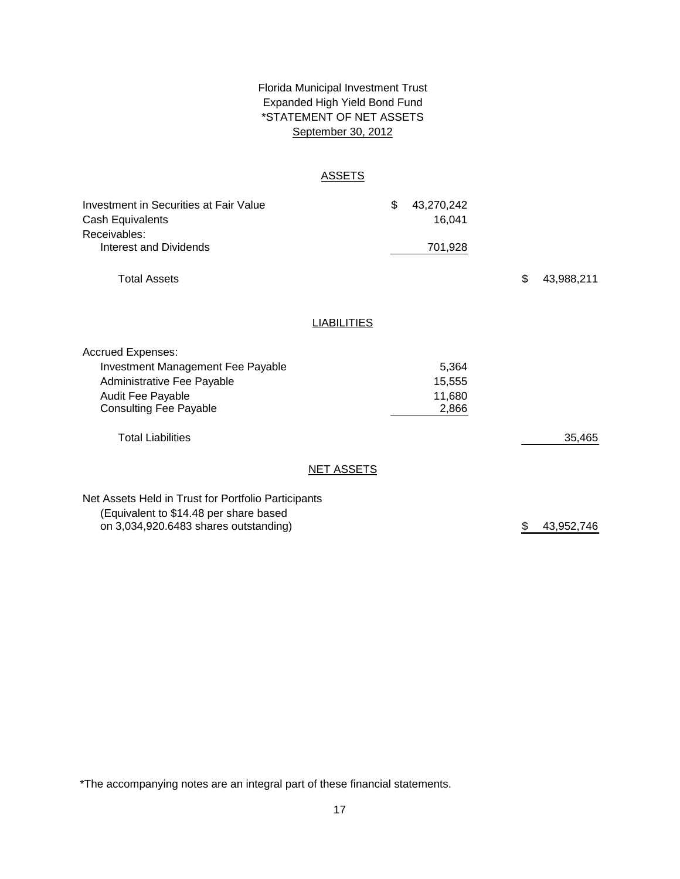Florida Municipal Investment Trust
Expanded High Yield Bond Fund
*STATEMENT OF NET ASSETS
September 30, 2012

## ASSETS

| | | |
|---|---|---|
| Investment in Securities at Fair Value | $ 43,270,242 | |
| Cash Equivalents | 16,041 | |
| Receivables: | | |
| Interest and Dividends | 701,928 | |
| Total Assets | | $ 43,988,211 |

## LIABILITIES

| | | |
|---|---|---|
| Accrued Expenses: | | |
| Investment Management Fee Payable | 5,364 | |
| Administrative Fee Payable | 15,555 | |
| Audit Fee Payable | 11,680 | |
| Consulting Fee Payable | 2,866 | |
| Total Liabilities | | 35,465 |

## NET ASSETS

| | | |
|---|---|---|
| Net Assets Held in Trust for Portfolio Participants (Equivalent to $14.48 per share based on 3,034,920.6483 shares outstanding) | | $ 43,952,746 |

*The accompanying notes are an integral part of these financial statements.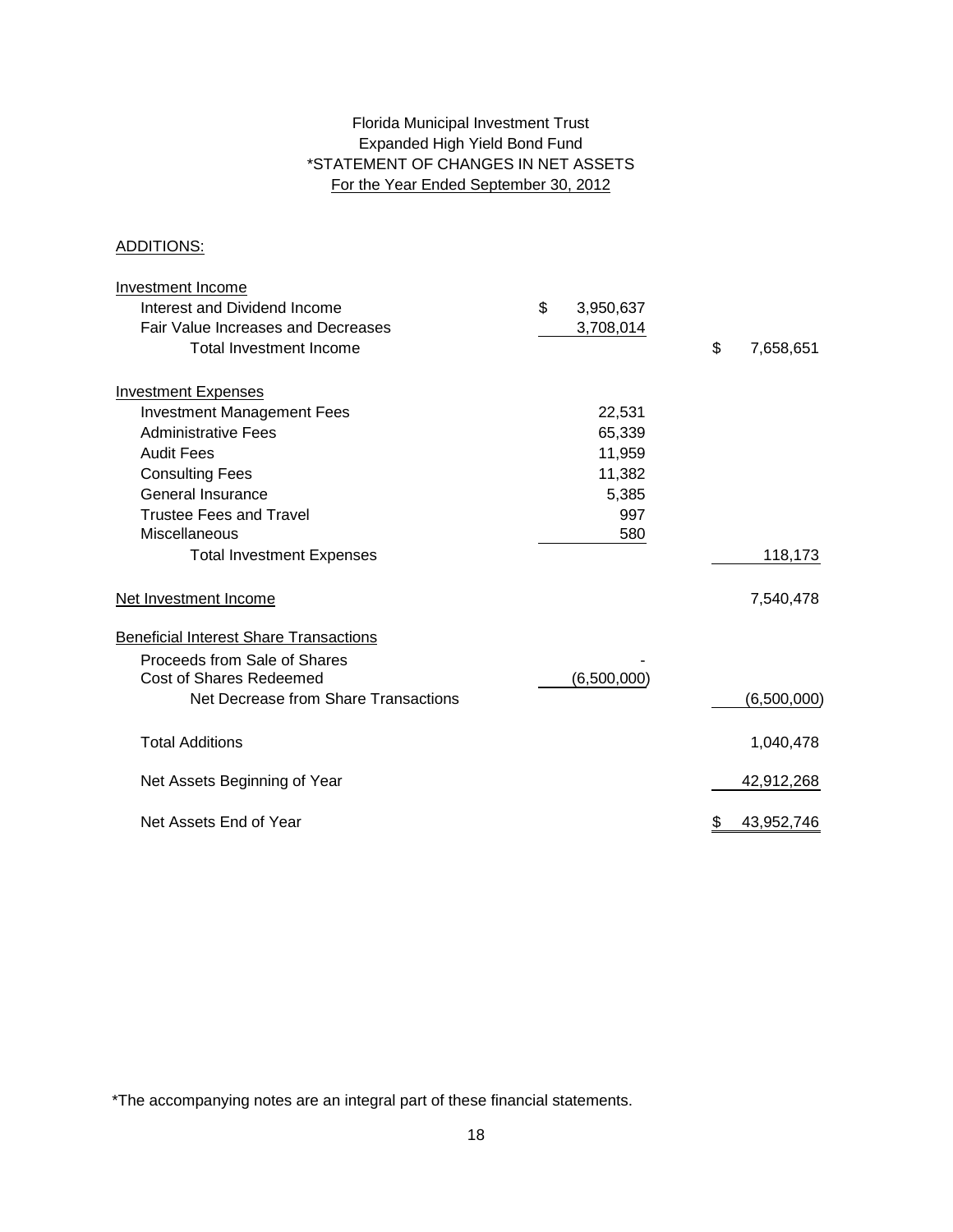Florida Municipal Investment Trust
Expanded High Yield Bond Fund
*STATEMENT OF CHANGES IN NET ASSETS
For the Year Ended September 30, 2012

ADDITIONS:

| | | |
|---|---|---|
| **Investment Income** | | |
| Interest and Dividend Income | $ 3,950,637 | |
| Fair Value Increases and Decreases | 3,708,014 | |
| Total Investment Income | | $ 7,658,651 |
| **Investment Expenses** | | |
| Investment Management Fees | 22,531 | |
| Administrative Fees | 65,339 | |
| Audit Fees | 11,959 | |
| Consulting Fees | 11,382 | |
| General Insurance | 5,385 | |
| Trustee Fees and Travel | 997 | |
| Miscellaneous | 580 | |
| Total Investment Expenses | | 118,173 |
| **Net Investment Income** | | 7,540,478 |
| **Beneficial Interest Share Transactions** | | |
| Proceeds from Sale of Shares | - | |
| Cost of Shares Redeemed | (6,500,000) | |
| Net Decrease from Share Transactions | | (6,500,000) |
| Total Additions | | 1,040,478 |
| Net Assets Beginning of Year | | 42,912,268 |
| Net Assets End of Year | | $ 43,952,746 |

*The accompanying notes are an integral part of these financial statements.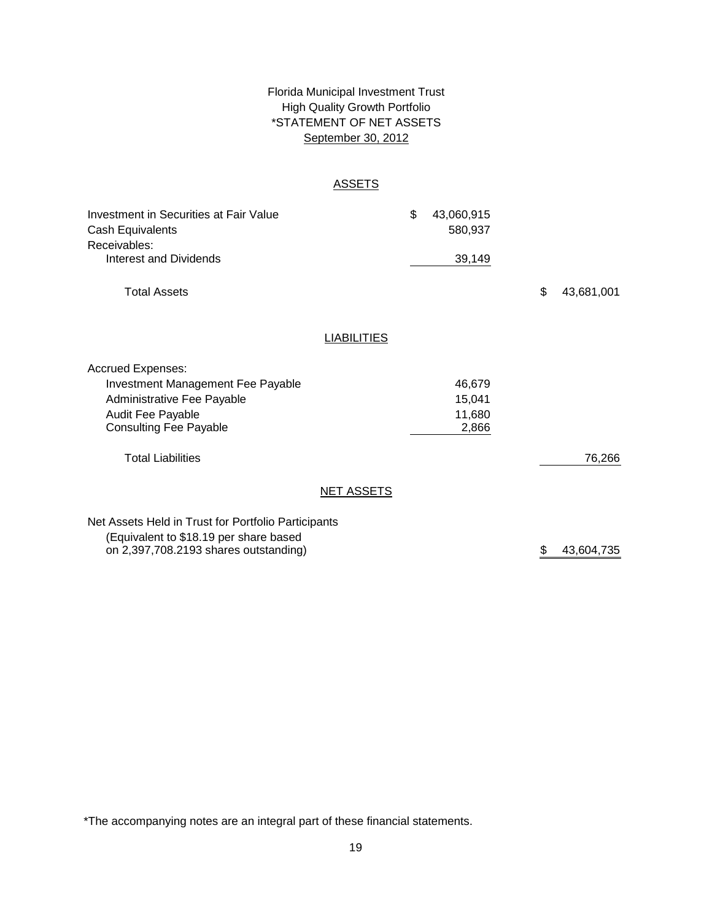# Florida Municipal Investment Trust
## High Quality Growth Portfolio
## *STATEMENT OF NET ASSETS
## September 30, 2012

### ASSETS

| | | |
|---|---|---|
| Investment in Securities at Fair Value | $ 43,060,915 | |
| Cash Equivalents | 580,937 | |
| Receivables: | | |
| Interest and Dividends | 39,149 | |
| Total Assets | | $ 43,681,001 |

### LIABILITIES

| | | |
|---|---|---|
| Accrued Expenses: | | |
| Investment Management Fee Payable | 46,679 | |
| Administrative Fee Payable | 15,041 | |
| Audit Fee Payable | 11,680 | |
| Consulting Fee Payable | 2,866 | |
| Total Liabilities | | 76,266 |

### NET ASSETS

| | | |
|---|---|---|
| Net Assets Held in Trust for Portfolio Participants (Equivalent to $18.19 per share based on 2,397,708.2193 shares outstanding) | | $ 43,604,735 |

*The accompanying notes are an integral part of these financial statements.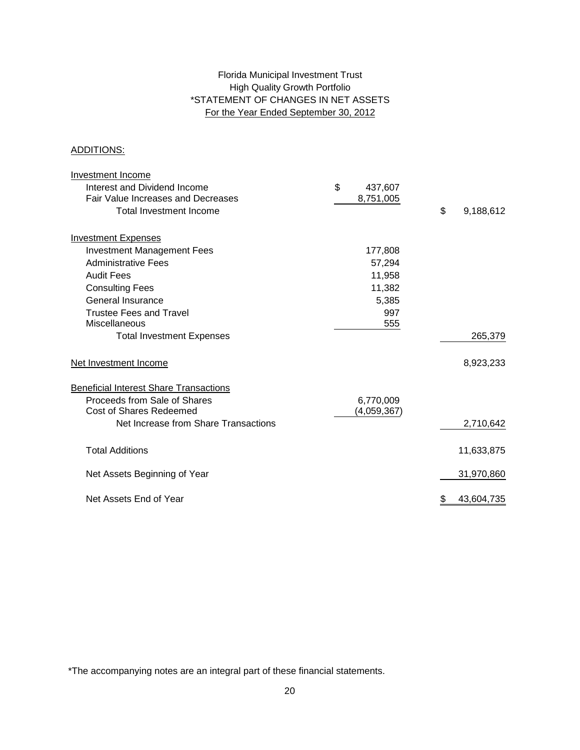# Florida Municipal Investment Trust
## High Quality Growth Portfolio
## *STATEMENT OF CHANGES IN NET ASSETS
### For the Year Ended September 30, 2012

ADDITIONS:

| | | |
|---|---|---|
| **Investment Income** | | |
| Interest and Dividend Income | $ 437,607 | |
| Fair Value Increases and Decreases | 8,751,005 | |
| Total Investment Income | | $ 9,188,612 |
| **Investment Expenses** | | |
| Investment Management Fees | 177,808 | |
| Administrative Fees | 57,294 | |
| Audit Fees | 11,958 | |
| Consulting Fees | 11,382 | |
| General Insurance | 5,385 | |
| Trustee Fees and Travel | 997 | |
| Miscellaneous | 555 | |
| Total Investment Expenses | | 265,379 |
| **Net Investment Income** | | 8,923,233 |
| **Beneficial Interest Share Transactions** | | |
| Proceeds from Sale of Shares | 6,770,009 | |
| Cost of Shares Redeemed | (4,059,367) | |
| Net Increase from Share Transactions | | 2,710,642 |
| Total Additions | | 11,633,875 |
| Net Assets Beginning of Year | | 31,970,860 |
| Net Assets End of Year | | $ 43,604,735 |

*The accompanying notes are an integral part of these financial statements.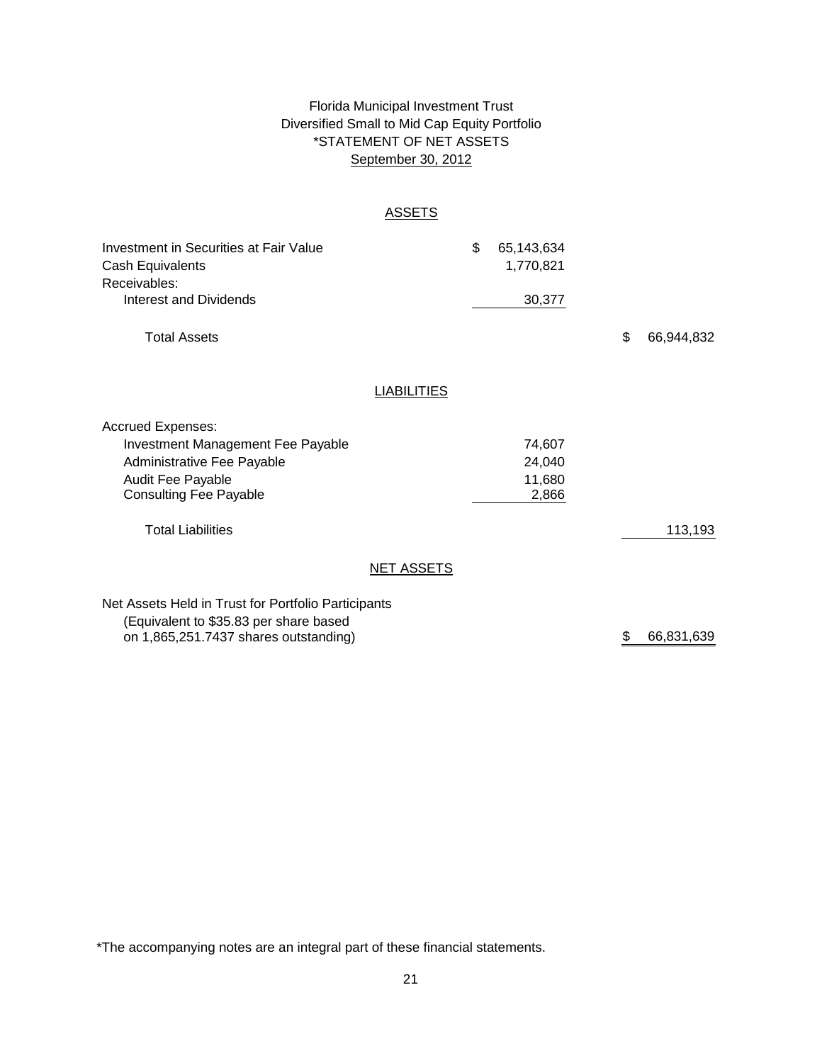Florida Municipal Investment Trust
Diversified Small to Mid Cap Equity Portfolio
*STATEMENT OF NET ASSETS
September 30, 2012

## ASSETS

| | | |
|---|---|---|
| Investment in Securities at Fair Value | $ 65,143,634 | |
| Cash Equivalents | 1,770,821 | |
| Receivables: | | |
| Interest and Dividends | 30,377 | |
| Total Assets | | $ 66,944,832 |

## LIABILITIES

| | | |
|---|---|---|
| Accrued Expenses: | | |
| Investment Management Fee Payable | 74,607 | |
| Administrative Fee Payable | 24,040 | |
| Audit Fee Payable | 11,680 | |
| Consulting Fee Payable | 2,866 | |
| Total Liabilities | | 113,193 |

## NET ASSETS

| | | |
|---|---|---|
| Net Assets Held in Trust for Portfolio Participants (Equivalent to $35.83 per share based on 1,865,251.7437 shares outstanding) | | $ 66,831,639 |

*The accompanying notes are an integral part of these financial statements.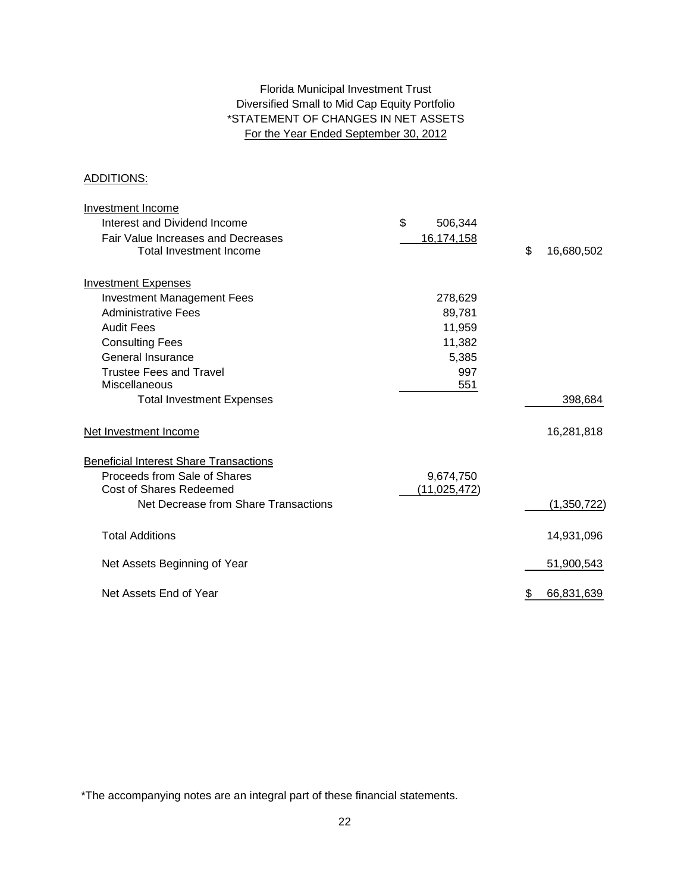Florida Municipal Investment Trust
Diversified Small to Mid Cap Equity Portfolio
*STATEMENT OF CHANGES IN NET ASSETS
For the Year Ended September 30, 2012

ADDITIONS:

| | | |
|---|---|---|
| **Investment Income** | | |
| Interest and Dividend Income | $ 506,344 | |
| Fair Value Increases and Decreases | 16,174,158 | |
| Total Investment Income | | $ 16,680,502 |
| **Investment Expenses** | | |
| Investment Management Fees | 278,629 | |
| Administrative Fees | 89,781 | |
| Audit Fees | 11,959 | |
| Consulting Fees | 11,382 | |
| General Insurance | 5,385 | |
| Trustee Fees and Travel | 997 | |
| Miscellaneous | 551 | |
| Total Investment Expenses | | 398,684 |
| Net Investment Income | | 16,281,818 |
| **Beneficial Interest Share Transactions** | | |
| Proceeds from Sale of Shares | 9,674,750 | |
| Cost of Shares Redeemed | (11,025,472) | |
| Net Decrease from Share Transactions | | (1,350,722) |
| Total Additions | | 14,931,096 |
| Net Assets Beginning of Year | | 51,900,543 |
| Net Assets End of Year | | $ 66,831,639 |

*The accompanying notes are an integral part of these financial statements.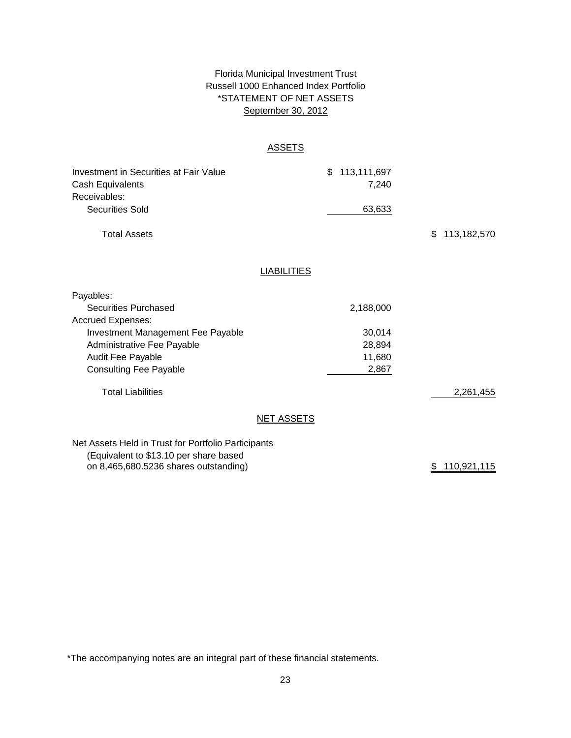Florida Municipal Investment Trust
Russell 1000 Enhanced Index Portfolio
*STATEMENT OF NET ASSETS
September 30, 2012

## ASSETS

| | | |
|---|---|---|
| Investment in Securities at Fair Value | $ 113,111,697 | |
| Cash Equivalents | 7,240 | |
| Receivables: | | |
| Securities Sold | 63,633 | |
| Total Assets | | $ 113,182,570 |

## LIABILITIES

| | | |
|---|---|---|
| Payables: | | |
| Securities Purchased | 2,188,000 | |
| Accrued Expenses: | | |
| Investment Management Fee Payable | 30,014 | |
| Administrative Fee Payable | 28,894 | |
| Audit Fee Payable | 11,680 | |
| Consulting Fee Payable | 2,867 | |
| Total Liabilities | | 2,261,455 |

## NET ASSETS

| | | |
|---|---|---|
| Net Assets Held in Trust for Portfolio Participants (Equivalent to $13.10 per share based on 8,465,680.5236 shares outstanding) | | $ 110,921,115 |

*The accompanying notes are an integral part of these financial statements.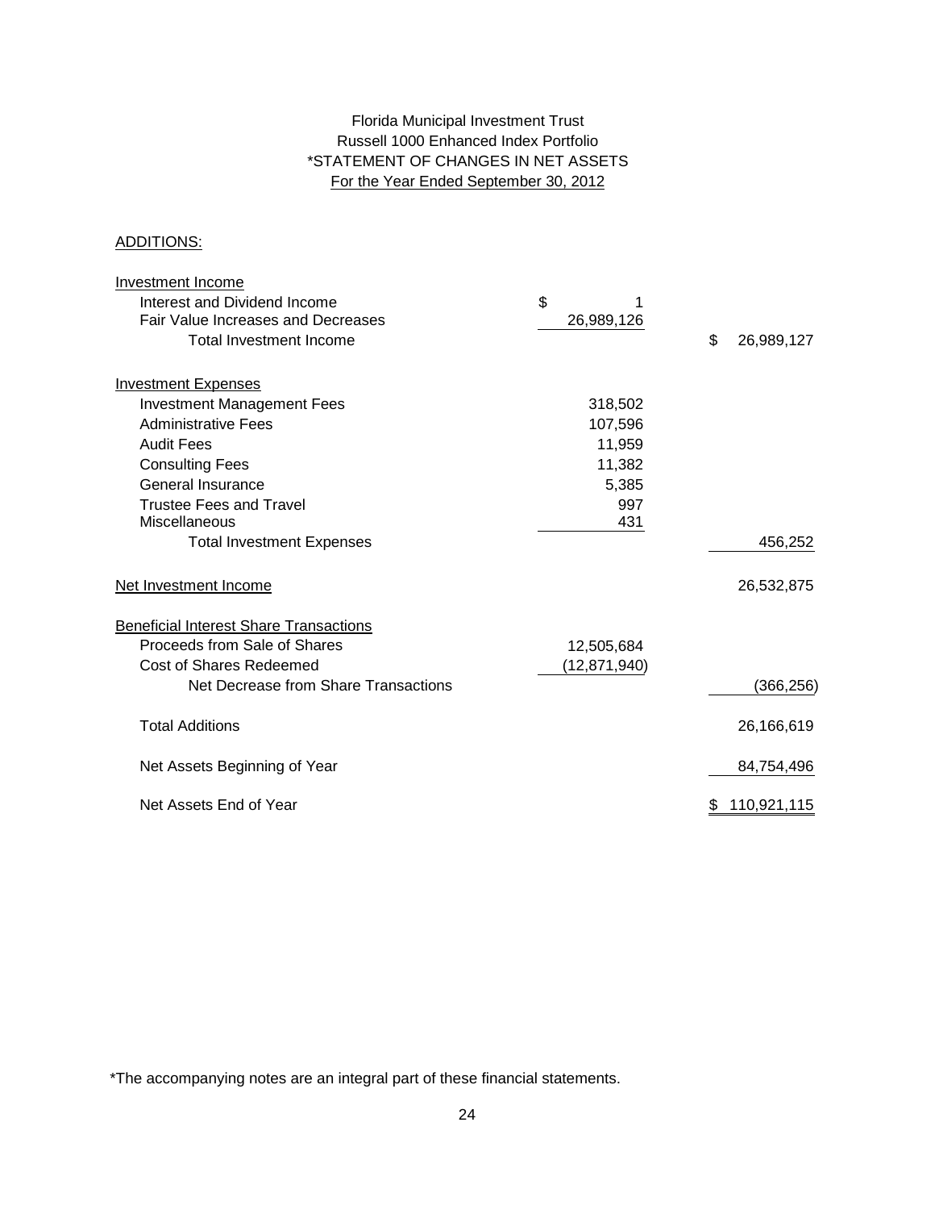Florida Municipal Investment Trust

Russell 1000 Enhanced Index Portfolio

*STATEMENT OF CHANGES IN NET ASSETS

For the Year Ended September 30, 2012

ADDITIONS:

| | | |
|---|---|---|
| Investment Income | | |
| Interest and Dividend Income | $ 1 | |
| Fair Value Increases and Decreases | 26,989,126 | |
| Total Investment Income | | $ 26,989,127 |
| | | |
| Investment Expenses | | |
| Investment Management Fees | 318,502 | |
| Administrative Fees | 107,596 | |
| Audit Fees | 11,959 | |
| Consulting Fees | 11,382 | |
| General Insurance | 5,385 | |
| Trustee Fees and Travel | 997 | |
| Miscellaneous | 431 | |
| Total Investment Expenses | | 456,252 |
| | | |
| Net Investment Income | | 26,532,875 |
| | | |
| Beneficial Interest Share Transactions | | |
| Proceeds from Sale of Shares | 12,505,684 | |
| Cost of Shares Redeemed | (12,871,940) | |
| Net Decrease from Share Transactions | | (366,256) |
| | | |
| Total Additions | | 26,166,619 |
| | | |
| Net Assets Beginning of Year | | 84,754,496 |
| | | |
| Net Assets End of Year | | $ 110,921,115 |

*The accompanying notes are an integral part of these financial statements.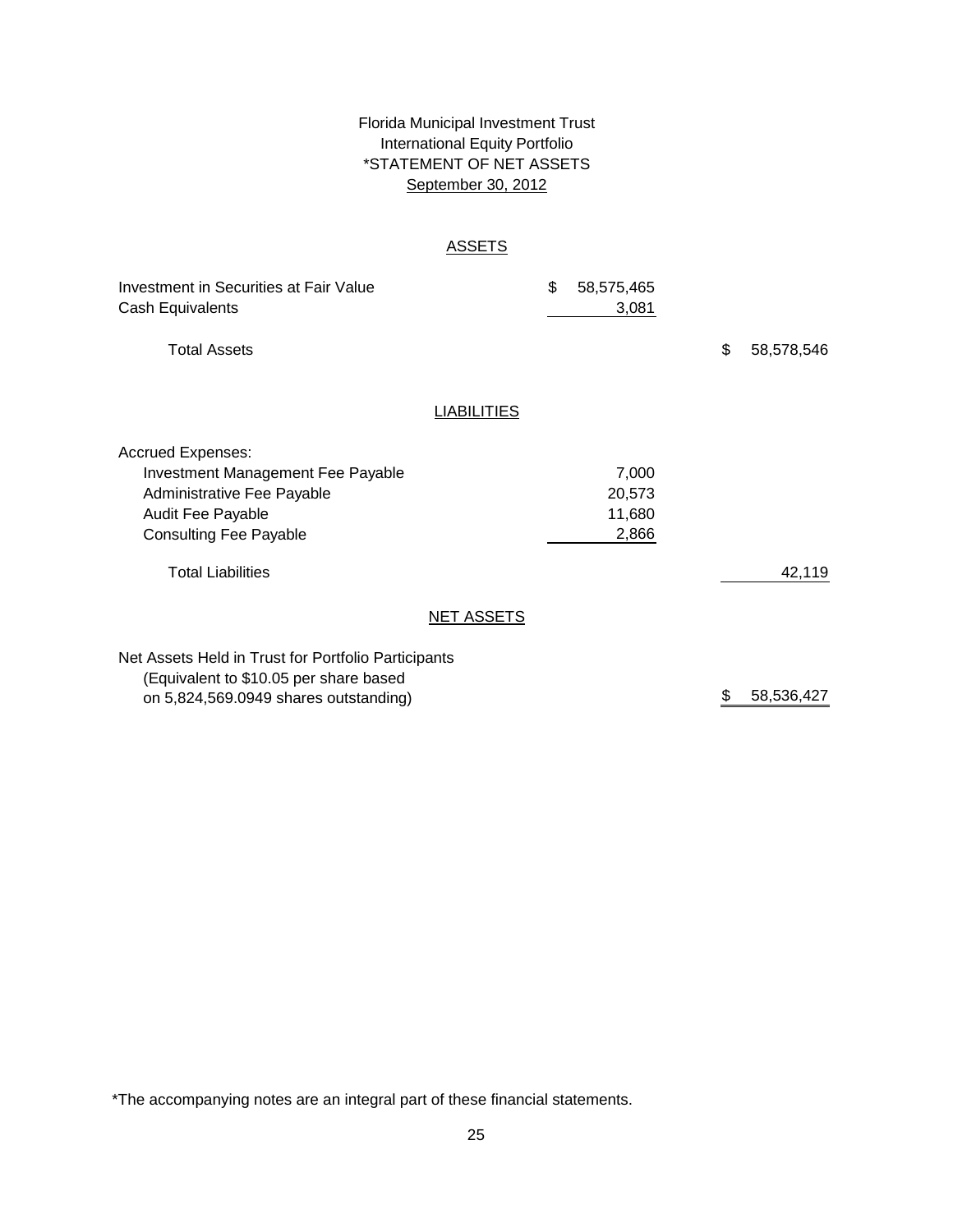# Florida Municipal Investment Trust
## International Equity Portfolio
## *STATEMENT OF NET ASSETS
## September 30, 2012

### ASSETS

| | | |
|---|---|---|
| Investment in Securities at Fair Value | $ 58,575,465 | |
| Cash Equivalents | 3,081 | |
| Total Assets | | $ 58,578,546 |

### LIABILITIES

| | | |
|---|---|---|
| Accrued Expenses: | | |
| Investment Management Fee Payable | 7,000 | |
| Administrative Fee Payable | 20,573 | |
| Audit Fee Payable | 11,680 | |
| Consulting Fee Payable | 2,866 | |
| Total Liabilities | | 42,119 |

### NET ASSETS

| | | |
|---|---|---|
| Net Assets Held in Trust for Portfolio Participants (Equivalent to $10.05 per share based on 5,824,569.0949 shares outstanding) | | $ 58,536,427 |

*The accompanying notes are an integral part of these financial statements.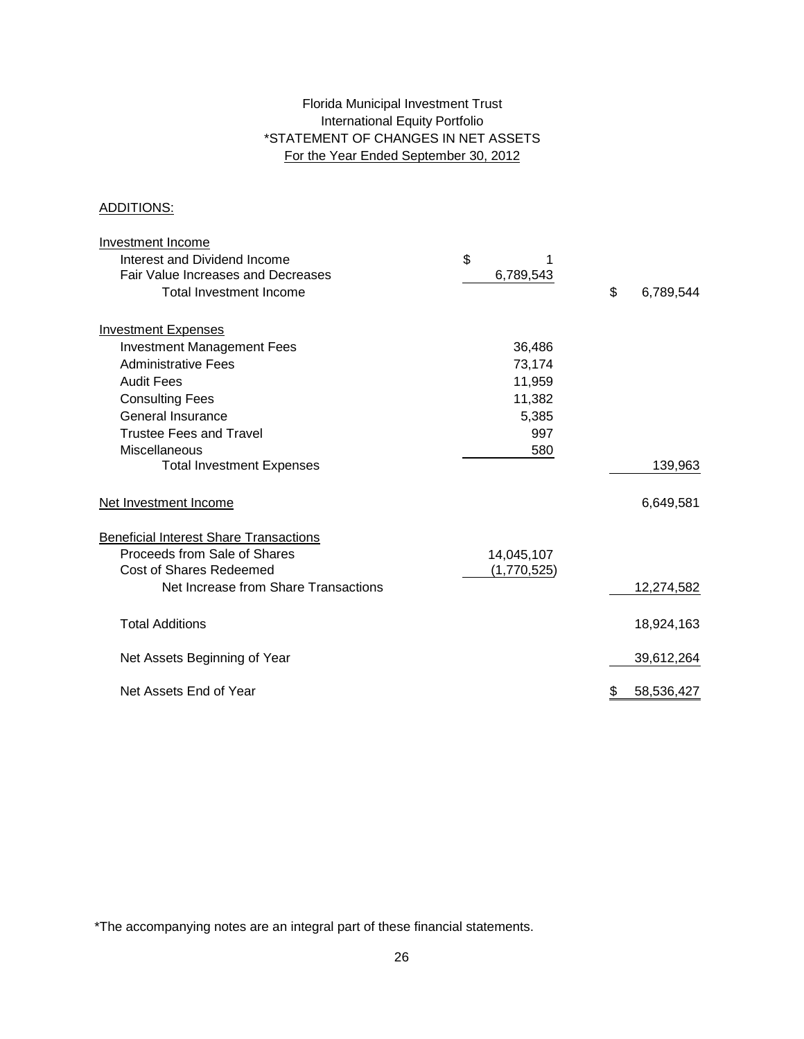# Florida Municipal Investment Trust
## International Equity Portfolio
## *STATEMENT OF CHANGES IN NET ASSETS
### For the Year Ended September 30, 2012

ADDITIONS:

| | | |
|---|---|---|
| **Investment Income** | | |
| Interest and Dividend Income | $ 1 | |
| Fair Value Increases and Decreases | 6,789,543 | |
| Total Investment Income | | $ 6,789,544 |
| **Investment Expenses** | | |
| Investment Management Fees | 36,486 | |
| Administrative Fees | 73,174 | |
| Audit Fees | 11,959 | |
| Consulting Fees | 11,382 | |
| General Insurance | 5,385 | |
| Trustee Fees and Travel | 997 | |
| Miscellaneous | 580 | |
| Total Investment Expenses | | 139,963 |
| **Net Investment Income** | | 6,649,581 |
| **Beneficial Interest Share Transactions** | | |
| Proceeds from Sale of Shares | 14,045,107 | |
| Cost of Shares Redeemed | (1,770,525) | |
| Net Increase from Share Transactions | | 12,274,582 |
| Total Additions | | 18,924,163 |
| Net Assets Beginning of Year | | 39,612,264 |
| Net Assets End of Year | | $ 58,536,427 |

*The accompanying notes are an integral part of these financial statements.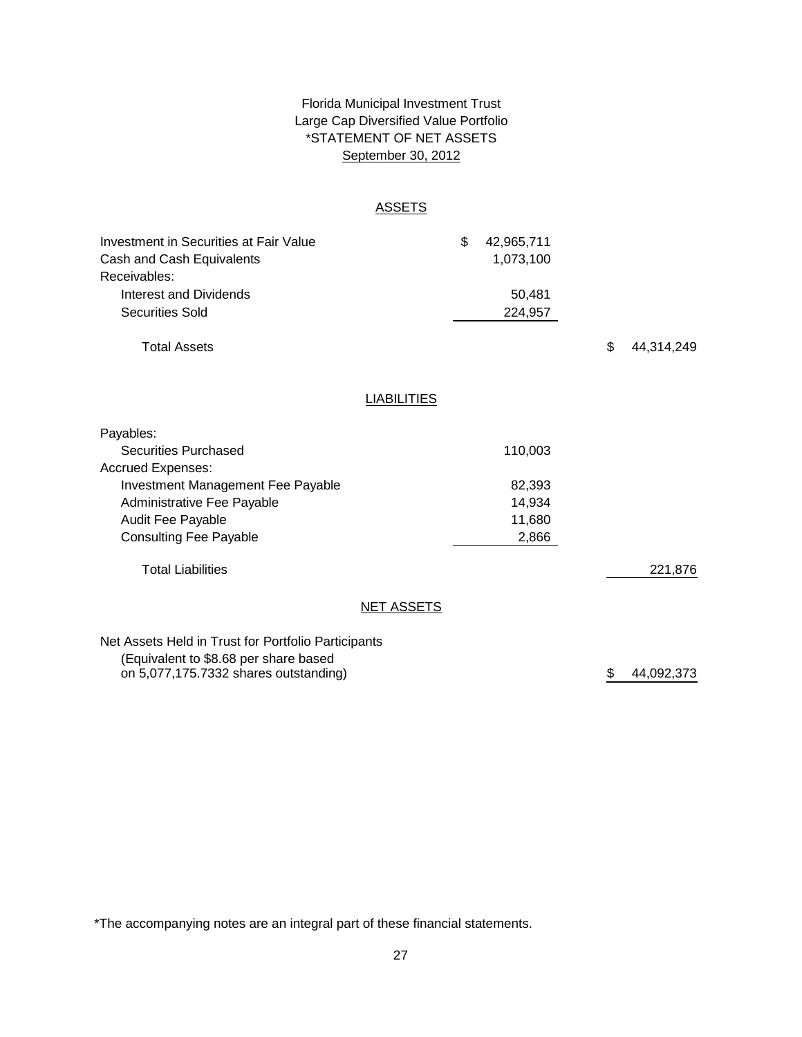Florida Municipal Investment Trust
Large Cap Diversified Value Portfolio
*STATEMENT OF NET ASSETS
September 30, 2012

## ASSETS

| | | |
|---|---|---|
| Investment in Securities at Fair Value | $ 42,965,711 | |
| Cash and Cash Equivalents | 1,073,100 | |
| Receivables: | | |
| Interest and Dividends | 50,481 | |
| Securities Sold | 224,957 | |
| Total Assets | | $ 44,314,249 |

## LIABILITIES

| | | |
|---|---|---|
| Payables: | | |
| Securities Purchased | 110,003 | |
| Accrued Expenses: | | |
| Investment Management Fee Payable | 82,393 | |
| Administrative Fee Payable | 14,934 | |
| Audit Fee Payable | 11,680 | |
| Consulting Fee Payable | 2,866 | |
| Total Liabilities | | 221,876 |

## NET ASSETS

| | | |
|---|---|---|
| Net Assets Held in Trust for Portfolio Participants (Equivalent to $8.68 per share based on 5,077,175.7332 shares outstanding) | | $ 44,092,373 |

*The accompanying notes are an integral part of these financial statements.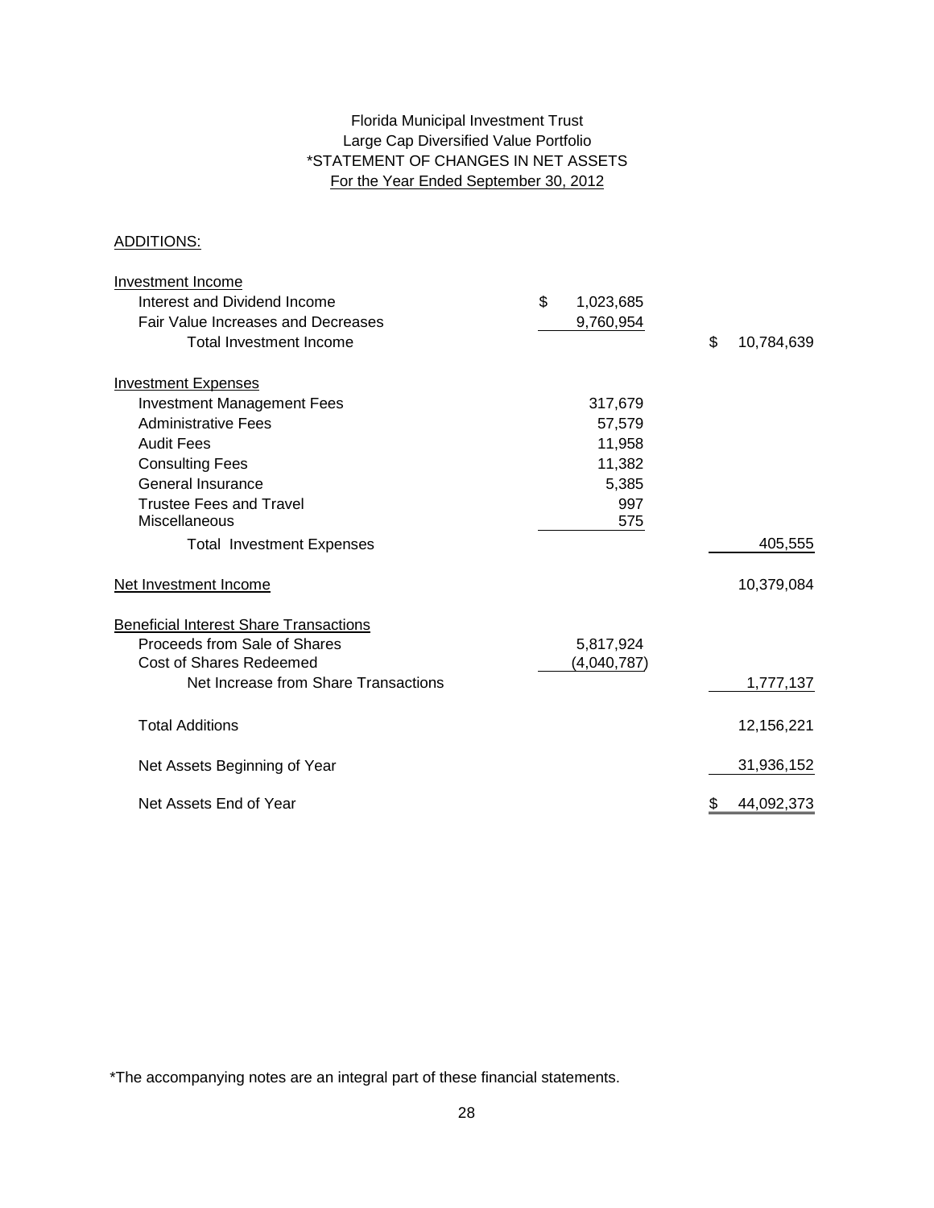Florida Municipal Investment Trust
Large Cap Diversified Value Portfolio
*STATEMENT OF CHANGES IN NET ASSETS
For the Year Ended September 30, 2012

ADDITIONS:

| | | |
|---|---|---|
| **Investment Income** | | |
| Interest and Dividend Income | $ 1,023,685 | |
| Fair Value Increases and Decreases | 9,760,954 | |
| Total Investment Income | | $ 10,784,639 |
| **Investment Expenses** | | |
| Investment Management Fees | 317,679 | |
| Administrative Fees | 57,579 | |
| Audit Fees | 11,958 | |
| Consulting Fees | 11,382 | |
| General Insurance | 5,385 | |
| Trustee Fees and Travel | 997 | |
| Miscellaneous | 575 | |
| Total Investment Expenses | | 405,555 |
| Net Investment Income | | 10,379,084 |
| **Beneficial Interest Share Transactions** | | |
| Proceeds from Sale of Shares | 5,817,924 | |
| Cost of Shares Redeemed | (4,040,787) | |
| Net Increase from Share Transactions | | 1,777,137 |
| Total Additions | | 12,156,221 |
| Net Assets Beginning of Year | | 31,936,152 |
| Net Assets End of Year | | $ 44,092,373 |

*The accompanying notes are an integral part of these financial statements.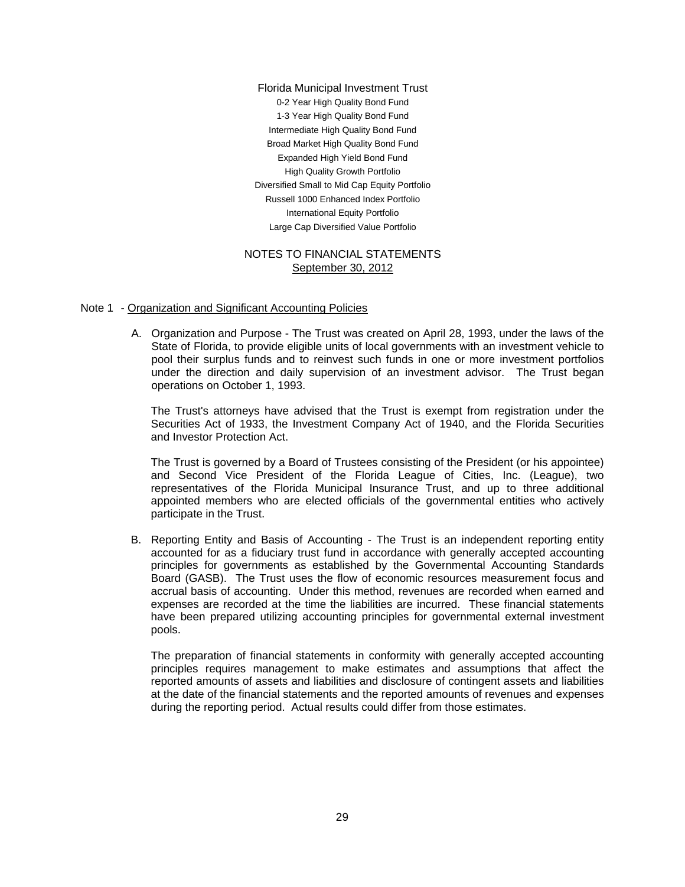Florida Municipal Investment Trust

0-2 Year High Quality Bond Fund
1-3 Year High Quality Bond Fund
Intermediate High Quality Bond Fund
Broad Market High Quality Bond Fund
Expanded High Yield Bond Fund
High Quality Growth Portfolio
Diversified Small to Mid Cap Equity Portfolio
Russell 1000 Enhanced Index Portfolio
International Equity Portfolio
Large Cap Diversified Value Portfolio

# NOTES TO FINANCIAL STATEMENTS
September 30, 2012

## Note 1 - Organization and Significant Accounting Policies

A. Organization and Purpose - The Trust was created on April 28, 1993, under the laws of the State of Florida, to provide eligible units of local governments with an investment vehicle to pool their surplus funds and to reinvest such funds in one or more investment portfolios under the direction and daily supervision of an investment advisor. The Trust began operations on October 1, 1993.

   The Trust's attorneys have advised that the Trust is exempt from registration under the Securities Act of 1933, the Investment Company Act of 1940, and the Florida Securities and Investor Protection Act.

   The Trust is governed by a Board of Trustees consisting of the President (or his appointee) and Second Vice President of the Florida League of Cities, Inc. (League), two representatives of the Florida Municipal Insurance Trust, and up to three additional appointed members who are elected officials of the governmental entities who actively participate in the Trust.

B. Reporting Entity and Basis of Accounting - The Trust is an independent reporting entity accounted for as a fiduciary trust fund in accordance with generally accepted accounting principles for governments as established by the Governmental Accounting Standards Board (GASB). The Trust uses the flow of economic resources measurement focus and accrual basis of accounting. Under this method, revenues are recorded when earned and expenses are recorded at the time the liabilities are incurred. These financial statements have been prepared utilizing accounting principles for governmental external investment pools.

   The preparation of financial statements in conformity with generally accepted accounting principles requires management to make estimates and assumptions that affect the reported amounts of assets and liabilities and disclosure of contingent assets and liabilities at the date of the financial statements and the reported amounts of revenues and expenses during the reporting period. Actual results could differ from those estimates.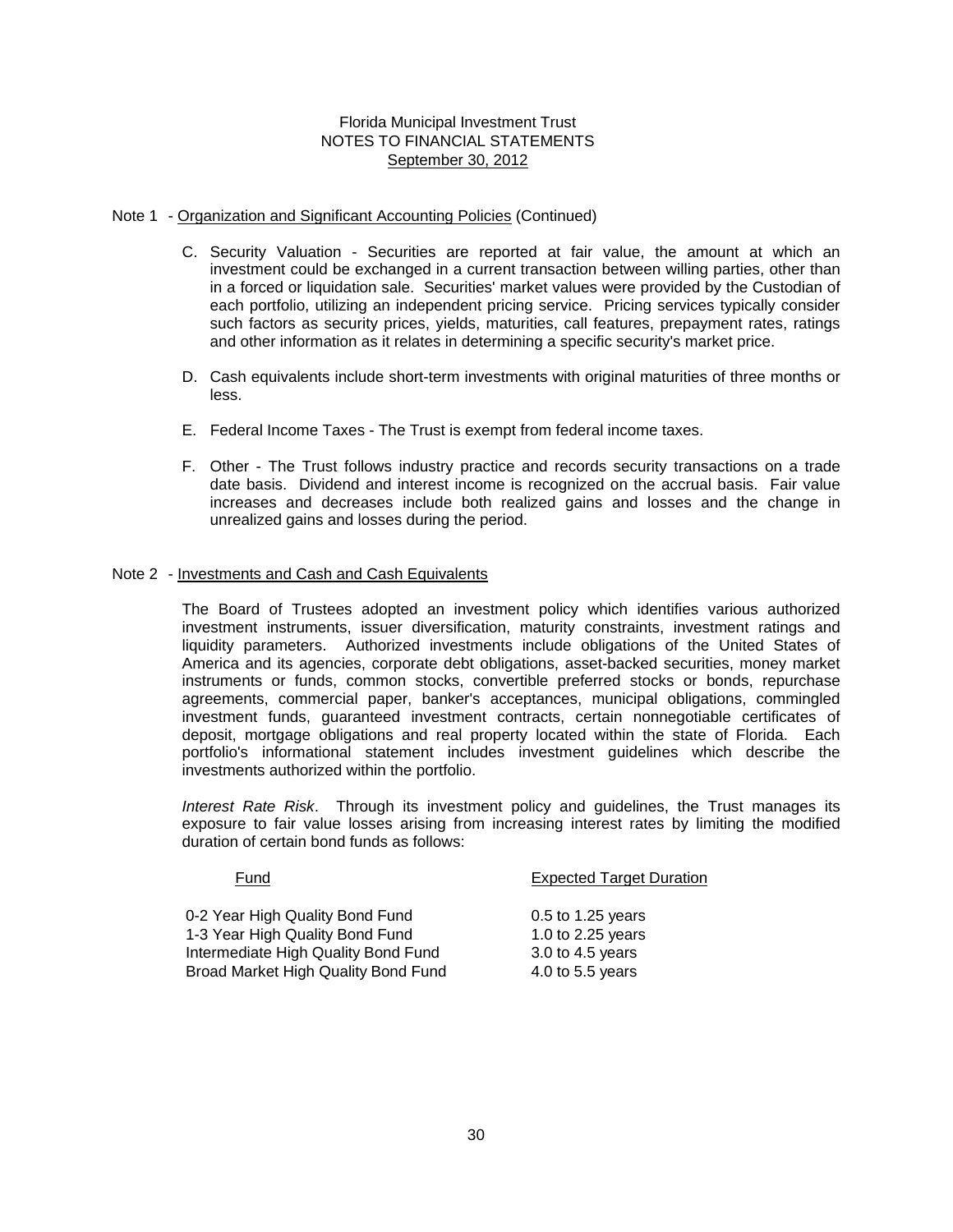Florida Municipal Investment Trust
NOTES TO FINANCIAL STATEMENTS
September 30, 2012

Note 1 - Organization and Significant Accounting Policies (Continued)

C. Security Valuation - Securities are reported at fair value, the amount at which an investment could be exchanged in a current transaction between willing parties, other than in a forced or liquidation sale. Securities' market values were provided by the Custodian of each portfolio, utilizing an independent pricing service. Pricing services typically consider such factors as security prices, yields, maturities, call features, prepayment rates, ratings and other information as it relates in determining a specific security's market price.

D. Cash equivalents include short-term investments with original maturities of three months or less.

E. Federal Income Taxes - The Trust is exempt from federal income taxes.

F. Other - The Trust follows industry practice and records security transactions on a trade date basis. Dividend and interest income is recognized on the accrual basis. Fair value increases and decreases include both realized gains and losses and the change in unrealized gains and losses during the period.

Note 2 - Investments and Cash and Cash Equivalents

The Board of Trustees adopted an investment policy which identifies various authorized investment instruments, issuer diversification, maturity constraints, investment ratings and liquidity parameters. Authorized investments include obligations of the United States of America and its agencies, corporate debt obligations, asset-backed securities, money market instruments or funds, common stocks, convertible preferred stocks or bonds, repurchase agreements, commercial paper, banker's acceptances, municipal obligations, commingled investment funds, guaranteed investment contracts, certain nonnegotiable certificates of deposit, mortgage obligations and real property located within the state of Florida. Each portfolio's informational statement includes investment guidelines which describe the investments authorized within the portfolio.

*Interest Rate Risk*. Through its investment policy and guidelines, the Trust manages its exposure to fair value losses arising from increasing interest rates by limiting the modified duration of certain bond funds as follows:

| Fund | Expected Target Duration |
|---|---|
| 0-2 Year High Quality Bond Fund | 0.5 to 1.25 years |
| 1-3 Year High Quality Bond Fund | 1.0 to 2.25 years |
| Intermediate High Quality Bond Fund | 3.0 to 4.5 years |
| Broad Market High Quality Bond Fund | 4.0 to 5.5 years |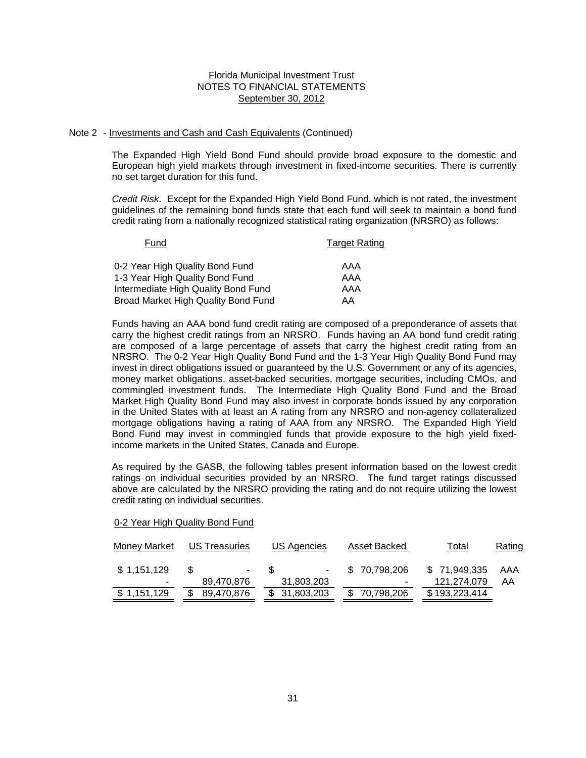Florida Municipal Investment Trust
NOTES TO FINANCIAL STATEMENTS
September 30, 2012

Note 2 - Investments and Cash and Cash Equivalents (Continued)

The Expanded High Yield Bond Fund should provide broad exposure to the domestic and European high yield markets through investment in fixed-income securities. There is currently no set target duration for this fund.

*Credit Risk*. Except for the Expanded High Yield Bond Fund, which is not rated, the investment guidelines of the remaining bond funds state that each fund will seek to maintain a bond fund credit rating from a nationally recognized statistical rating organization (NRSRO) as follows:

| Fund | Target Rating |
|---|---|
| 0-2 Year High Quality Bond Fund | AAA |
| 1-3 Year High Quality Bond Fund | AAA |
| Intermediate High Quality Bond Fund | AAA |
| Broad Market High Quality Bond Fund | AA |

Funds having an AAA bond fund credit rating are composed of a preponderance of assets that carry the highest credit ratings from an NRSRO. Funds having an AA bond fund credit rating are composed of a large percentage of assets that carry the highest credit rating from an NRSRO. The 0-2 Year High Quality Bond Fund and the 1-3 Year High Quality Bond Fund may invest in direct obligations issued or guaranteed by the U.S. Government or any of its agencies, money market obligations, asset-backed securities, mortgage securities, including CMOs, and commingled investment funds. The Intermediate High Quality Bond Fund and the Broad Market High Quality Bond Fund may also invest in corporate bonds issued by any corporation in the United States with at least an A rating from any NRSRO and non-agency collateralized mortgage obligations having a rating of AAA from any NRSRO. The Expanded High Yield Bond Fund may invest in commingled funds that provide exposure to the high yield fixed-income markets in the United States, Canada and Europe.

As required by the GASB, the following tables present information based on the lowest credit ratings on individual securities provided by an NRSRO. The fund target ratings discussed above are calculated by the NRSRO providing the rating and do not require utilizing the lowest credit rating on individual securities.

0-2 Year High Quality Bond Fund

| Money Market | US Treasuries | US Agencies | Asset Backed | Total | Rating |
|---|---|---|---|---|---|
| $ 1,151,129 | $ - | $ - | $ 70,798,206 | $ 71,949,335 | AAA |
| - | 89,470,876 | 31,803,203 | - | 121,274,079 | AA |
| $ 1,151,129 | $ 89,470,876 | $ 31,803,203 | $ 70,798,206 | $ 193,223,414 | |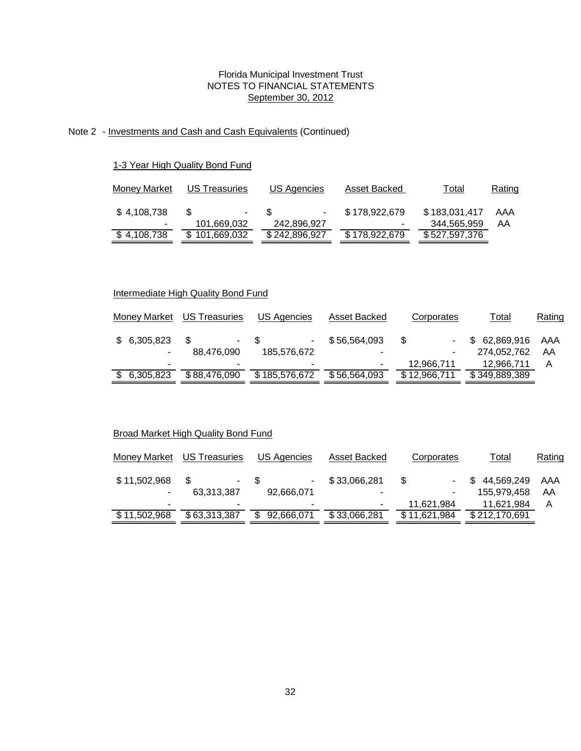Florida Municipal Investment Trust
NOTES TO FINANCIAL STATEMENTS
September 30, 2012

Note 2 - Investments and Cash and Cash Equivalents (Continued)

1-3 Year High Quality Bond Fund

| Money Market | US Treasuries | US Agencies | Asset Backed | Total | Rating |
|---|---|---|---|---|---|
| $ 4,108,738 | $ - | $ - | $ 178,922,679 | $ 183,031,417 | AAA |
| - | 101,669,032 | 242,896,927 | - | 344,565,959 | AA |
| $ 4,108,738 | $ 101,669,032 | $ 242,896,927 | $ 178,922,679 | $ 527,597,376 | |

Intermediate High Quality Bond Fund

| Money Market | US Treasuries | US Agencies | Asset Backed | Corporates | Total | Rating |
|---|---|---|---|---|---|---|
| $ 6,305,823 | $ - | $ - | $ 56,564,093 | $ - | $ 62,869,916 | AAA |
| - | 88,476,090 | 185,576,672 | - | - | 274,052,762 | AA |
| - | - | - | - | 12,966,711 | 12,966,711 | A |
| $ 6,305,823 | $ 88,476,090 | $ 185,576,672 | $ 56,564,093 | $ 12,966,711 | $ 349,889,389 | |

Broad Market High Quality Bond Fund

| Money Market | US Treasuries | US Agencies | Asset Backed | Corporates | Total | Rating |
|---|---|---|---|---|---|---|
| $ 11,502,968 | $ - | $ - | $ 33,066,281 | $ - | $ 44,569,249 | AAA |
| - | 63,313,387 | 92,666,071 | - | - | 155,979,458 | AA |
| - | - | - | - | 11,621,984 | 11,621,984 | A |
| $ 11,502,968 | $ 63,313,387 | $ 92,666,071 | $ 33,066,281 | $ 11,621,984 | $ 212,170,691 | |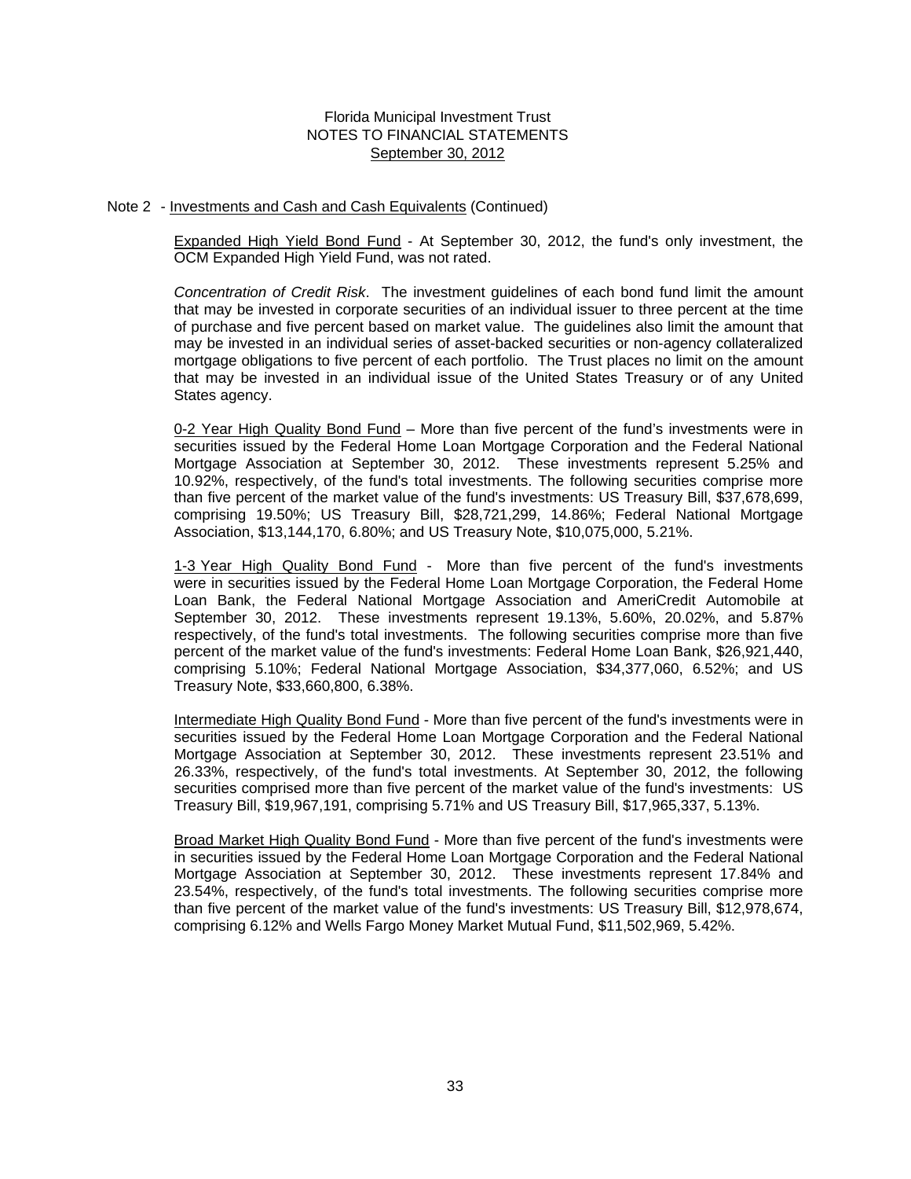Florida Municipal Investment Trust
NOTES TO FINANCIAL STATEMENTS
September 30, 2012

Note 2 - Investments and Cash and Cash Equivalents (Continued)

Expanded High Yield Bond Fund - At September 30, 2012, the fund's only investment, the OCM Expanded High Yield Fund, was not rated.

*Concentration of Credit Risk*. The investment guidelines of each bond fund limit the amount that may be invested in corporate securities of an individual issuer to three percent at the time of purchase and five percent based on market value. The guidelines also limit the amount that may be invested in an individual series of asset-backed securities or non-agency collateralized mortgage obligations to five percent of each portfolio. The Trust places no limit on the amount that may be invested in an individual issue of the United States Treasury or of any United States agency.

0-2 Year High Quality Bond Fund – More than five percent of the fund's investments were in securities issued by the Federal Home Loan Mortgage Corporation and the Federal National Mortgage Association at September 30, 2012. These investments represent 5.25% and 10.92%, respectively, of the fund's total investments. The following securities comprise more than five percent of the market value of the fund's investments: US Treasury Bill, $37,678,699, comprising 19.50%; US Treasury Bill, $28,721,299, 14.86%; Federal National Mortgage Association, $13,144,170, 6.80%; and US Treasury Note, $10,075,000, 5.21%.

1-3 Year High Quality Bond Fund - More than five percent of the fund's investments were in securities issued by the Federal Home Loan Mortgage Corporation, the Federal Home Loan Bank, the Federal National Mortgage Association and AmeriCredit Automobile at September 30, 2012. These investments represent 19.13%, 5.60%, 20.02%, and 5.87% respectively, of the fund's total investments. The following securities comprise more than five percent of the market value of the fund's investments: Federal Home Loan Bank, $26,921,440, comprising 5.10%; Federal National Mortgage Association, $34,377,060, 6.52%; and US Treasury Note, $33,660,800, 6.38%.

Intermediate High Quality Bond Fund - More than five percent of the fund's investments were in securities issued by the Federal Home Loan Mortgage Corporation and the Federal National Mortgage Association at September 30, 2012. These investments represent 23.51% and 26.33%, respectively, of the fund's total investments. At September 30, 2012, the following securities comprised more than five percent of the market value of the fund's investments: US Treasury Bill, $19,967,191, comprising 5.71% and US Treasury Bill, $17,965,337, 5.13%.

Broad Market High Quality Bond Fund - More than five percent of the fund's investments were in securities issued by the Federal Home Loan Mortgage Corporation and the Federal National Mortgage Association at September 30, 2012. These investments represent 17.84% and 23.54%, respectively, of the fund's total investments. The following securities comprise more than five percent of the market value of the fund's investments: US Treasury Bill, $12,978,674, comprising 6.12% and Wells Fargo Money Market Mutual Fund, $11,502,969, 5.42%.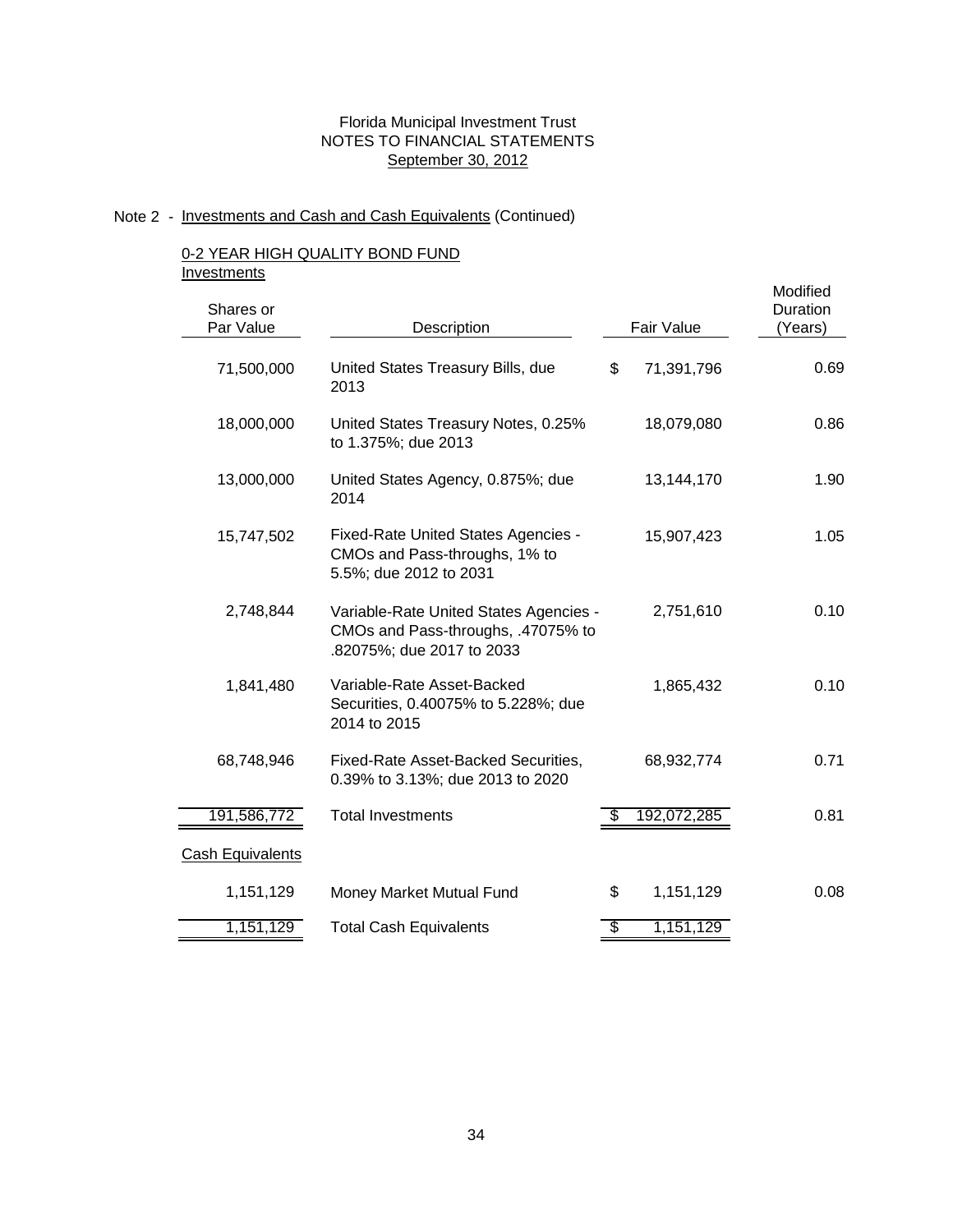Florida Municipal Investment Trust
NOTES TO FINANCIAL STATEMENTS
September 30, 2012

Note 2 - Investments and Cash and Cash Equivalents (Continued)

0-2 YEAR HIGH QUALITY BOND FUND

Investments

| Shares or Par Value | Description | Fair Value | Modified Duration (Years) |
|---|---|---|---|
| 71,500,000 | United States Treasury Bills, due 2013 | $ 71,391,796 | 0.69 |
| 18,000,000 | United States Treasury Notes, 0.25% to 1.375%; due 2013 | 18,079,080 | 0.86 |
| 13,000,000 | United States Agency, 0.875%; due 2014 | 13,144,170 | 1.90 |
| 15,747,502 | Fixed-Rate United States Agencies - CMOs and Pass-throughs, 1% to 5.5%; due 2012 to 2031 | 15,907,423 | 1.05 |
| 2,748,844 | Variable-Rate United States Agencies - CMOs and Pass-throughs, .47075% to .82075%; due 2017 to 2033 | 2,751,610 | 0.10 |
| 1,841,480 | Variable-Rate Asset-Backed Securities, 0.40075% to 5.228%; due 2014 to 2015 | 1,865,432 | 0.10 |
| 68,748,946 | Fixed-Rate Asset-Backed Securities, 0.39% to 3.13%; due 2013 to 2020 | 68,932,774 | 0.71 |
| 191,586,772 | Total Investments | $ 192,072,285 | 0.81 |

Cash Equivalents

| Shares or Par Value | Description | Fair Value | Modified Duration (Years) |
|---|---|---|---|
| 1,151,129 | Money Market Mutual Fund | $ 1,151,129 | 0.08 |
| 1,151,129 | Total Cash Equivalents | $ 1,151,129 | |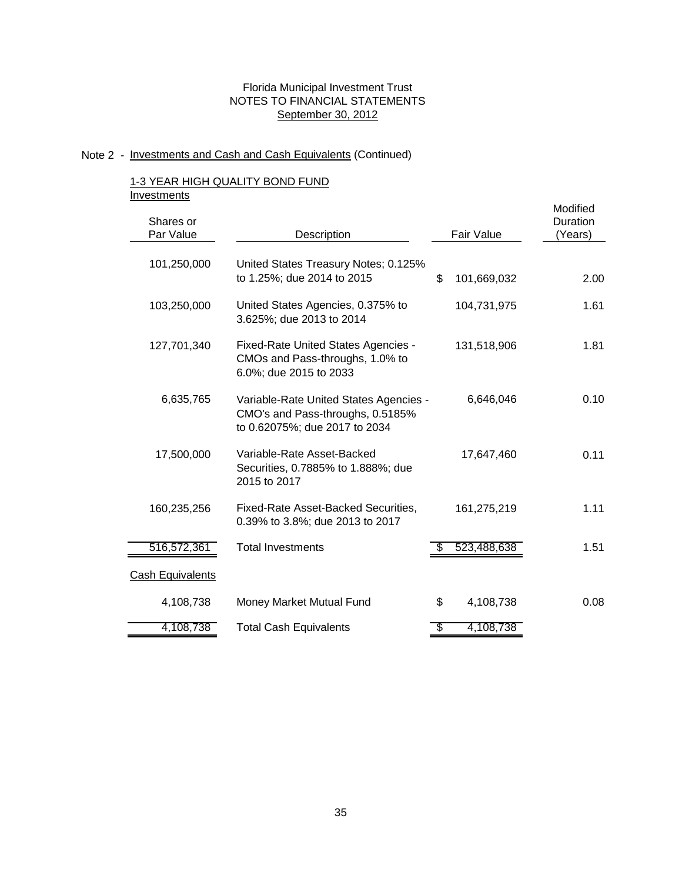Florida Municipal Investment Trust
NOTES TO FINANCIAL STATEMENTS
September 30, 2012

Note 2 - Investments and Cash and Cash Equivalents (Continued)

1-3 YEAR HIGH QUALITY BOND FUND

Investments

| Shares or Par Value | Description | Fair Value | Modified Duration (Years) |
|---|---|---|---|
| 101,250,000 | United States Treasury Notes; 0.125% to 1.25%; due 2014 to 2015 | $ 101,669,032 | 2.00 |
| 103,250,000 | United States Agencies, 0.375% to 3.625%; due 2013 to 2014 | 104,731,975 | 1.61 |
| 127,701,340 | Fixed-Rate United States Agencies - CMOs and Pass-throughs, 1.0% to 6.0%; due 2015 to 2033 | 131,518,906 | 1.81 |
| 6,635,765 | Variable-Rate United States Agencies - CMO's and Pass-throughs, 0.5185% to 0.62075%; due 2017 to 2034 | 6,646,046 | 0.10 |
| 17,500,000 | Variable-Rate Asset-Backed Securities, 0.7885% to 1.888%; due 2015 to 2017 | 17,647,460 | 0.11 |
| 160,235,256 | Fixed-Rate Asset-Backed Securities, 0.39% to 3.8%; due 2013 to 2017 | 161,275,219 | 1.11 |
| 516,572,361 | Total Investments | $ 523,488,638 | 1.51 |

Cash Equivalents

| Shares or Par Value | Description | Fair Value | Modified Duration (Years) |
|---|---|---|---|
| 4,108,738 | Money Market Mutual Fund | $ 4,108,738 | 0.08 |
| 4,108,738 | Total Cash Equivalents | $ 4,108,738 | |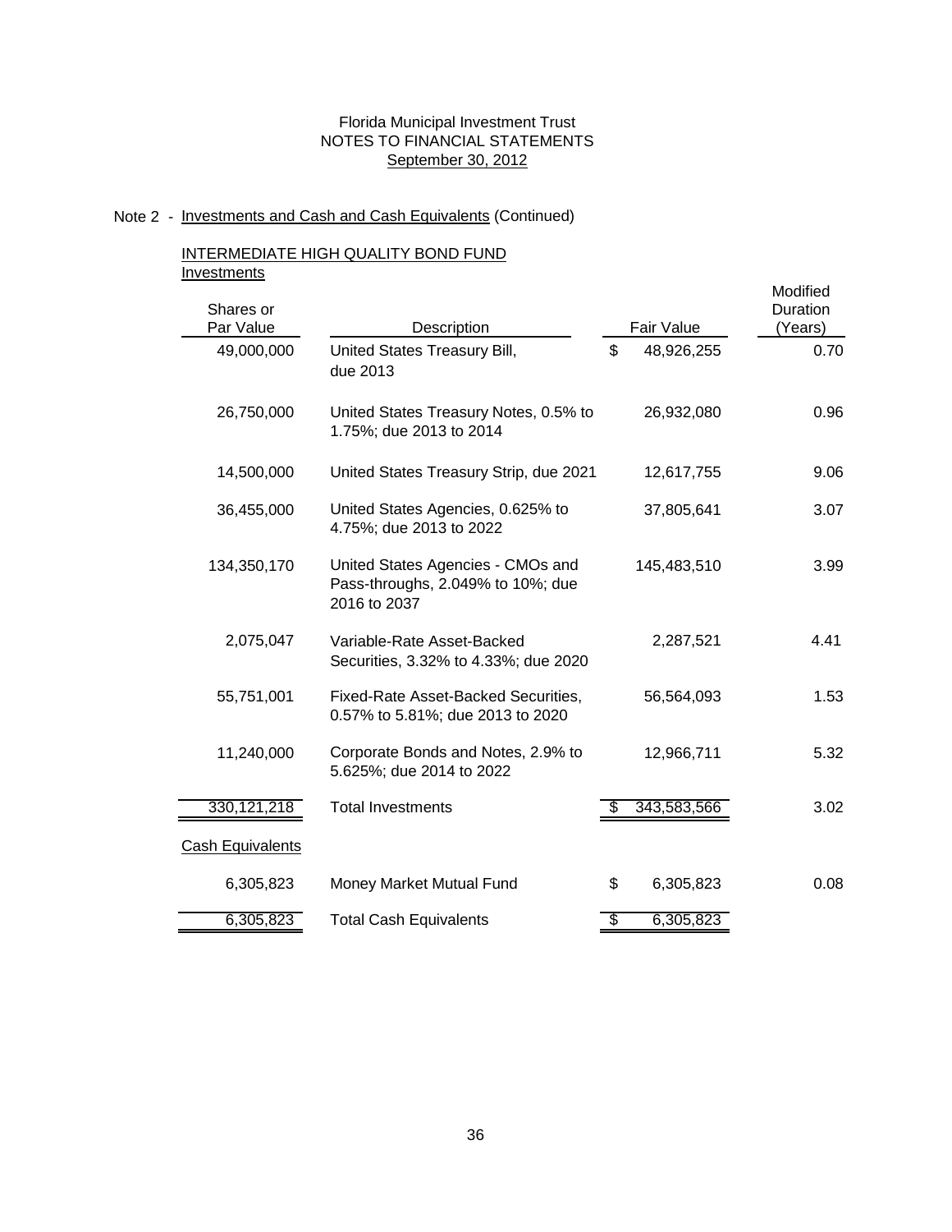Florida Municipal Investment Trust
NOTES TO FINANCIAL STATEMENTS
September 30, 2012

Note 2 - Investments and Cash and Cash Equivalents (Continued)

INTERMEDIATE HIGH QUALITY BOND FUND

Investments

| Shares or Par Value | Description | Fair Value | Modified Duration (Years) |
|---|---|---|---|
| 49,000,000 | United States Treasury Bill, due 2013 | $ 48,926,255 | 0.70 |
| 26,750,000 | United States Treasury Notes, 0.5% to 1.75%; due 2013 to 2014 | 26,932,080 | 0.96 |
| 14,500,000 | United States Treasury Strip, due 2021 | 12,617,755 | 9.06 |
| 36,455,000 | United States Agencies, 0.625% to 4.75%; due 2013 to 2022 | 37,805,641 | 3.07 |
| 134,350,170 | United States Agencies - CMOs and Pass-throughs, 2.049% to 10%; due 2016 to 2037 | 145,483,510 | 3.99 |
| 2,075,047 | Variable-Rate Asset-Backed Securities, 3.32% to 4.33%; due 2020 | 2,287,521 | 4.41 |
| 55,751,001 | Fixed-Rate Asset-Backed Securities, 0.57% to 5.81%; due 2013 to 2020 | 56,564,093 | 1.53 |
| 11,240,000 | Corporate Bonds and Notes, 2.9% to 5.625%; due 2014 to 2022 | 12,966,711 | 5.32 |
| 330,121,218 | Total Investments | $ 343,583,566 | 3.02 |

Cash Equivalents

| Shares or Par Value | Description | Fair Value | Modified Duration (Years) |
|---|---|---|---|
| 6,305,823 | Money Market Mutual Fund | $ 6,305,823 | 0.08 |
| 6,305,823 | Total Cash Equivalents | $ 6,305,823 | |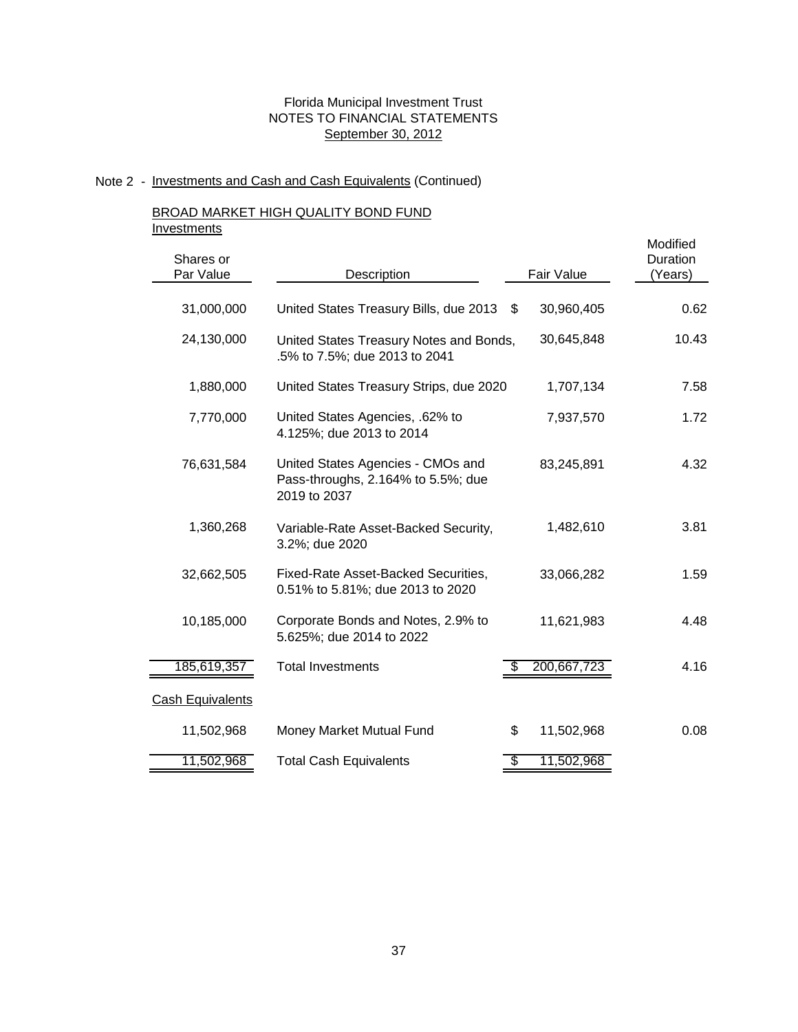Florida Municipal Investment Trust
NOTES TO FINANCIAL STATEMENTS
September 30, 2012

Note 2 - Investments and Cash and Cash Equivalents (Continued)

BROAD MARKET HIGH QUALITY BOND FUND
Investments

| Shares or Par Value | Description | Fair Value | Modified Duration (Years) |
|---|---|---|---|
| 31,000,000 | United States Treasury Bills, due 2013 | $ 30,960,405 | 0.62 |
| 24,130,000 | United States Treasury Notes and Bonds, .5% to 7.5%; due 2013 to 2041 | 30,645,848 | 10.43 |
| 1,880,000 | United States Treasury Strips, due 2020 | 1,707,134 | 7.58 |
| 7,770,000 | United States Agencies, .62% to 4.125%; due 2013 to 2014 | 7,937,570 | 1.72 |
| 76,631,584 | United States Agencies - CMOs and Pass-throughs, 2.164% to 5.5%; due 2019 to 2037 | 83,245,891 | 4.32 |
| 1,360,268 | Variable-Rate Asset-Backed Security, 3.2%; due 2020 | 1,482,610 | 3.81 |
| 32,662,505 | Fixed-Rate Asset-Backed Securities, 0.51% to 5.81%; due 2013 to 2020 | 33,066,282 | 1.59 |
| 10,185,000 | Corporate Bonds and Notes, 2.9% to 5.625%; due 2014 to 2022 | 11,621,983 | 4.48 |
| 185,619,357 | Total Investments | $ 200,667,723 | 4.16 |

Cash Equivalents

| Shares or Par Value | Description | Fair Value | Modified Duration (Years) |
|---|---|---|---|
| 11,502,968 | Money Market Mutual Fund | $ 11,502,968 | 0.08 |
| 11,502,968 | Total Cash Equivalents | $ 11,502,968 | |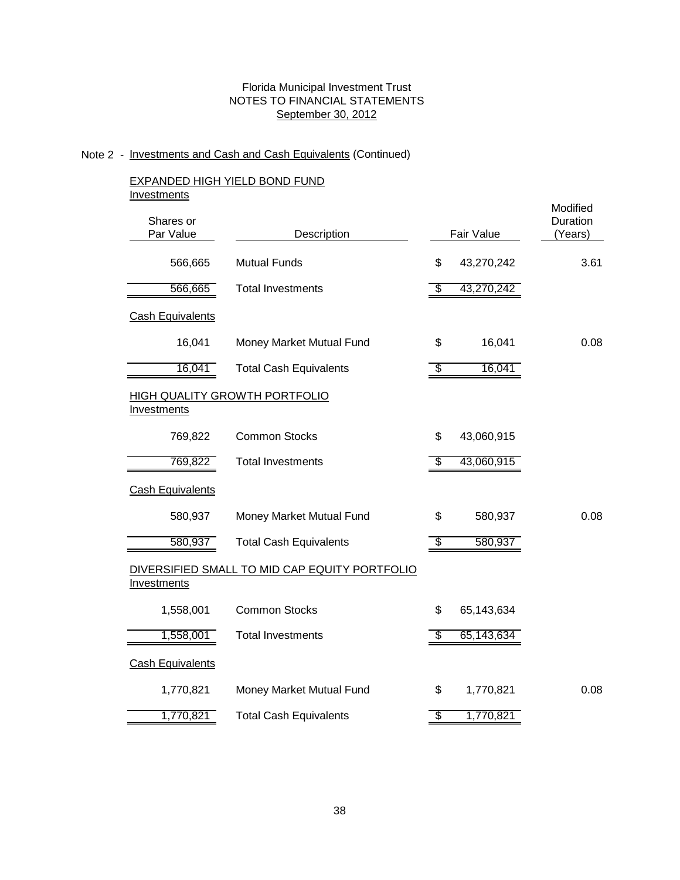Florida Municipal Investment Trust
NOTES TO FINANCIAL STATEMENTS
September 30, 2012

Note 2 - Investments and Cash and Cash Equivalents (Continued)

EXPANDED HIGH YIELD BOND FUND

Investments

| Shares or Par Value | Description | Fair Value | Modified Duration (Years) |
|---|---|---|---|
| 566,665 | Mutual Funds | $ 43,270,242 | 3.61 |
| 566,665 | Total Investments | $ 43,270,242 | |
| **Cash Equivalents** | | | |
| 16,041 | Money Market Mutual Fund | $ 16,041 | 0.08 |
| 16,041 | Total Cash Equivalents | $ 16,041 | |

HIGH QUALITY GROWTH PORTFOLIO

Investments

| Shares or Par Value | Description | Fair Value | Modified Duration (Years) |
|---|---|---|---|
| 769,822 | Common Stocks | $ 43,060,915 | |
| 769,822 | Total Investments | $ 43,060,915 | |
| **Cash Equivalents** | | | |
| 580,937 | Money Market Mutual Fund | $ 580,937 | 0.08 |
| 580,937 | Total Cash Equivalents | $ 580,937 | |

DIVERSIFIED SMALL TO MID CAP EQUITY PORTFOLIO

Investments

| Shares or Par Value | Description | Fair Value | Modified Duration (Years) |
|---|---|---|---|
| 1,558,001 | Common Stocks | $ 65,143,634 | |
| 1,558,001 | Total Investments | $ 65,143,634 | |
| **Cash Equivalents** | | | |
| 1,770,821 | Money Market Mutual Fund | $ 1,770,821 | 0.08 |
| 1,770,821 | Total Cash Equivalents | $ 1,770,821 | |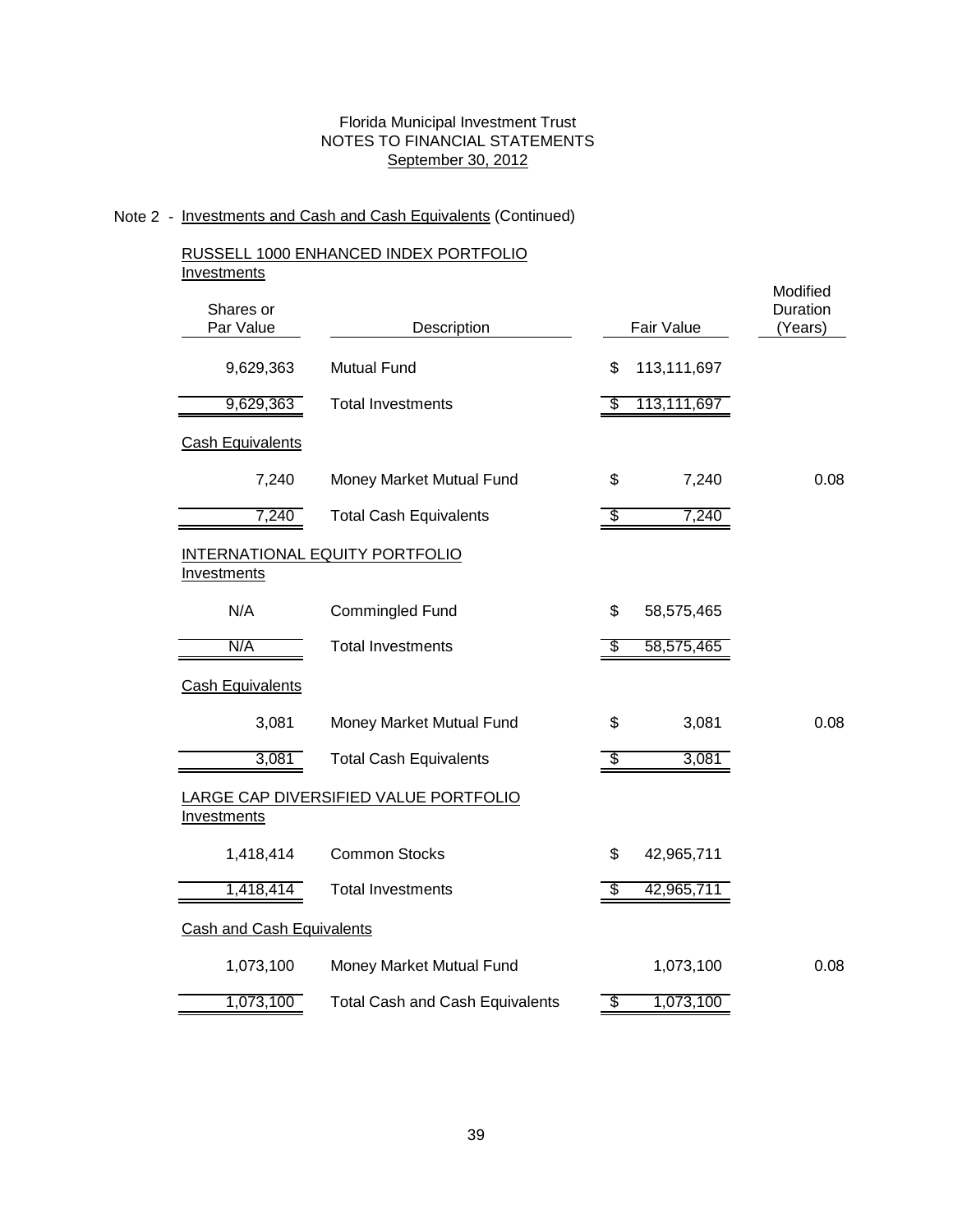Florida Municipal Investment Trust
NOTES TO FINANCIAL STATEMENTS
September 30, 2012

Note 2 - Investments and Cash and Cash Equivalents (Continued)

RUSSELL 1000 ENHANCED INDEX PORTFOLIO

Investments

| Shares or Par Value | Description | Fair Value | Modified Duration (Years) |
|---|---|---|---|
| 9,629,363 | Mutual Fund | $ 113,111,697 | |
| 9,629,363 | Total Investments | $ 113,111,697 | |

Cash Equivalents

| Shares or Par Value | Description | Fair Value | Modified Duration (Years) |
|---|---|---|---|
| 7,240 | Money Market Mutual Fund | $ 7,240 | 0.08 |
| 7,240 | Total Cash Equivalents | $ 7,240 | |

INTERNATIONAL EQUITY PORTFOLIO

Investments

| Shares or Par Value | Description | Fair Value | Modified Duration (Years) |
|---|---|---|---|
| N/A | Commingled Fund | $ 58,575,465 | |
| N/A | Total Investments | $ 58,575,465 | |

Cash Equivalents

| Shares or Par Value | Description | Fair Value | Modified Duration (Years) |
|---|---|---|---|
| 3,081 | Money Market Mutual Fund | $ 3,081 | 0.08 |
| 3,081 | Total Cash Equivalents | $ 3,081 | |

LARGE CAP DIVERSIFIED VALUE PORTFOLIO

Investments

| Shares or Par Value | Description | Fair Value | Modified Duration (Years) |
|---|---|---|---|
| 1,418,414 | Common Stocks | $ 42,965,711 | |
| 1,418,414 | Total Investments | $ 42,965,711 | |

Cash and Cash Equivalents

| Shares or Par Value | Description | Fair Value | Modified Duration (Years) |
|---|---|---|---|
| 1,073,100 | Money Market Mutual Fund | 1,073,100 | 0.08 |
| 1,073,100 | Total Cash and Cash Equivalents | $ 1,073,100 | |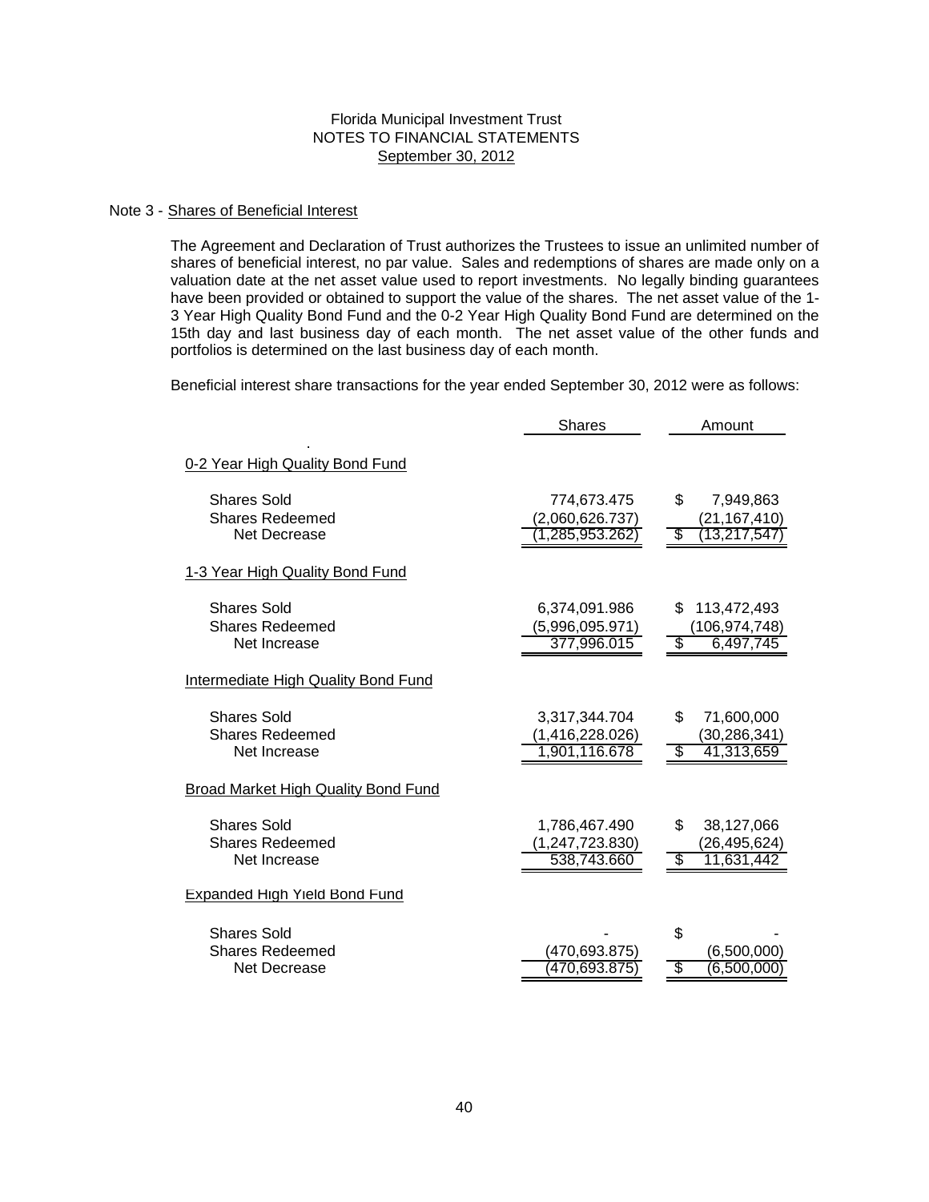Florida Municipal Investment Trust
NOTES TO FINANCIAL STATEMENTS
September 30, 2012

## Note 3 - Shares of Beneficial Interest

The Agreement and Declaration of Trust authorizes the Trustees to issue an unlimited number of shares of beneficial interest, no par value. Sales and redemptions of shares are made only on a valuation date at the net asset value used to report investments. No legally binding guarantees have been provided or obtained to support the value of the shares. The net asset value of the 1-3 Year High Quality Bond Fund and the 0-2 Year High Quality Bond Fund are determined on the 15th day and last business day of each month. The net asset value of the other funds and portfolios is determined on the last business day of each month.

Beneficial interest share transactions for the year ended September 30, 2012 were as follows:

| | Shares | Amount |
|---|---|---|
| **0-2 Year High Quality Bond Fund** | | |
| Shares Sold | 774,673.475 | $ 7,949,863 |
| Shares Redeemed | (2,060,626.737) | (21,167,410) |
| Net Decrease | (1,285,953.262) | $ (13,217,547) |
| **1-3 Year High Quality Bond Fund** | | |
| Shares Sold | 6,374,091.986 | $ 113,472,493 |
| Shares Redeemed | (5,996,095.971) | (106,974,748) |
| Net Increase | 377,996.015 | $ 6,497,745 |
| **Intermediate High Quality Bond Fund** | | |
| Shares Sold | 3,317,344.704 | $ 71,600,000 |
| Shares Redeemed | (1,416,228.026) | (30,286,341) |
| Net Increase | 1,901,116.678 | $ 41,313,659 |
| **Broad Market High Quality Bond Fund** | | |
| Shares Sold | 1,786,467.490 | $ 38,127,066 |
| Shares Redeemed | (1,247,723.830) | (26,495,624) |
| Net Increase | 538,743.660 | $ 11,631,442 |
| **Expanded High Yield Bond Fund** | | |
| Shares Sold | - | $ - |
| Shares Redeemed | (470,693.875) | (6,500,000) |
| Net Decrease | (470,693.875) | $ (6,500,000) |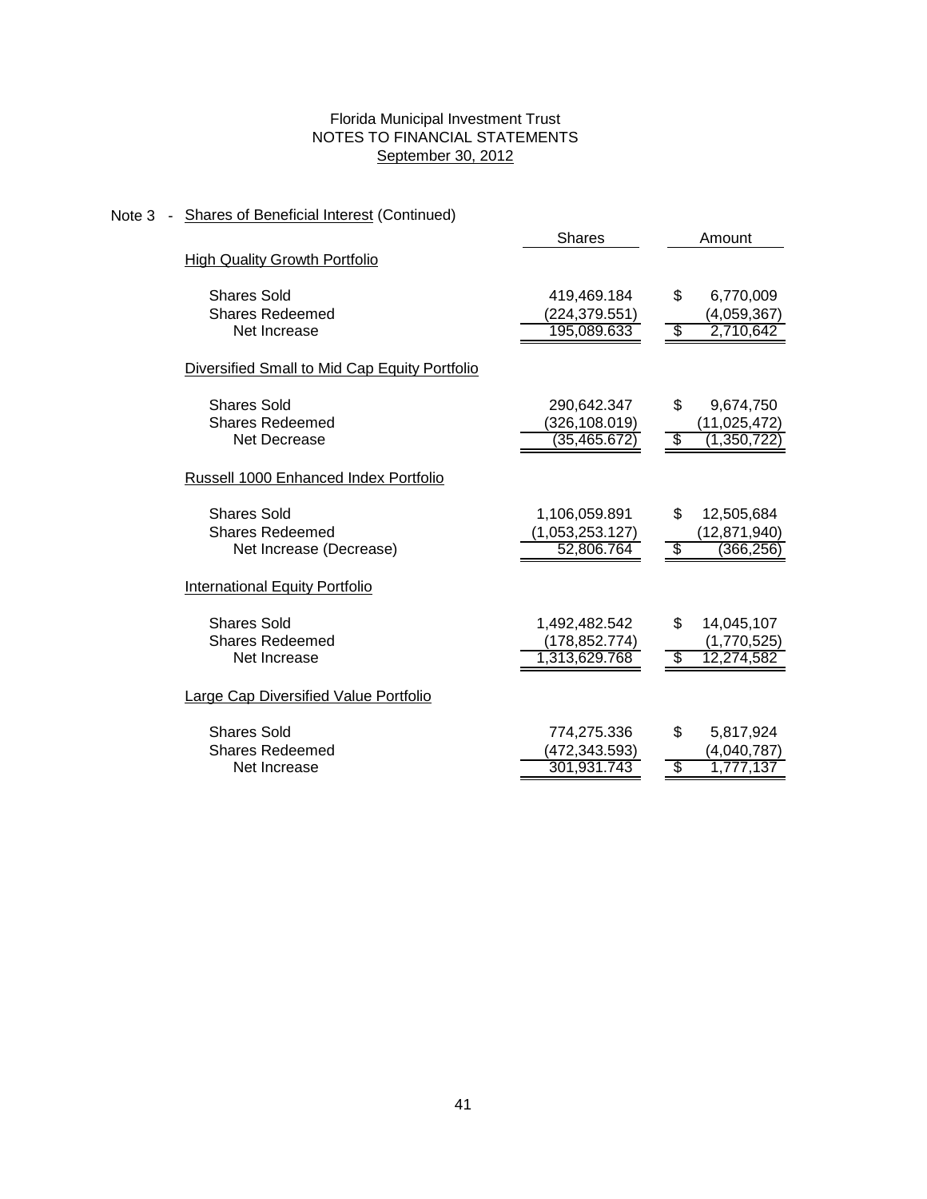Florida Municipal Investment Trust
NOTES TO FINANCIAL STATEMENTS
September 30, 2012

## Note 3 - Shares of Beneficial Interest (Continued)

| | Shares | Amount |
|---|---|---|
| **High Quality Growth Portfolio** | | |
| Shares Sold | 419,469.184 | $ 6,770,009 |
| Shares Redeemed | (224,379.551) | (4,059,367) |
| Net Increase | 195,089.633 | $ 2,710,642 |
| **Diversified Small to Mid Cap Equity Portfolio** | | |
| Shares Sold | 290,642.347 | $ 9,674,750 |
| Shares Redeemed | (326,108.019) | (11,025,472) |
| Net Decrease | (35,465.672) | $ (1,350,722) |
| **Russell 1000 Enhanced Index Portfolio** | | |
| Shares Sold | 1,106,059.891 | $ 12,505,684 |
| Shares Redeemed | (1,053,253.127) | (12,871,940) |
| Net Increase (Decrease) | 52,806.764 | $ (366,256) |
| **International Equity Portfolio** | | |
| Shares Sold | 1,492,482.542 | $ 14,045,107 |
| Shares Redeemed | (178,852.774) | (1,770,525) |
| Net Increase | 1,313,629.768 | $ 12,274,582 |
| **Large Cap Diversified Value Portfolio** | | |
| Shares Sold | 774,275.336 | $ 5,817,924 |
| Shares Redeemed | (472,343.593) | (4,040,787) |
| Net Increase | 301,931.743 | $ 1,777,137 |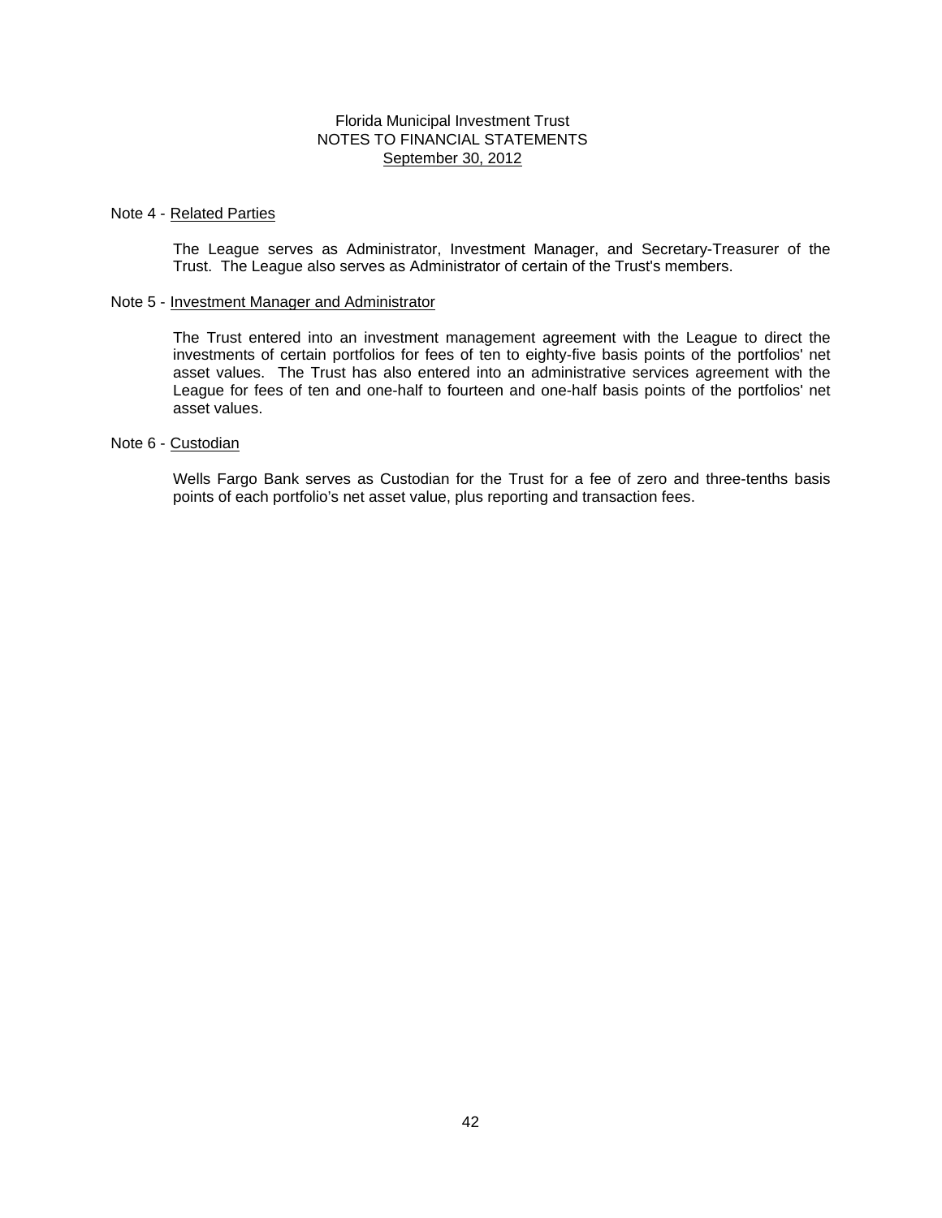Florida Municipal Investment Trust
NOTES TO FINANCIAL STATEMENTS
September 30, 2012

## Note 4 - Related Parties

The League serves as Administrator, Investment Manager, and Secretary-Treasurer of the Trust. The League also serves as Administrator of certain of the Trust's members.

## Note 5 - Investment Manager and Administrator

The Trust entered into an investment management agreement with the League to direct the investments of certain portfolios for fees of ten to eighty-five basis points of the portfolios' net asset values. The Trust has also entered into an administrative services agreement with the League for fees of ten and one-half to fourteen and one-half basis points of the portfolios' net asset values.

## Note 6 - Custodian

Wells Fargo Bank serves as Custodian for the Trust for a fee of zero and three-tenths basis points of each portfolio's net asset value, plus reporting and transaction fees.